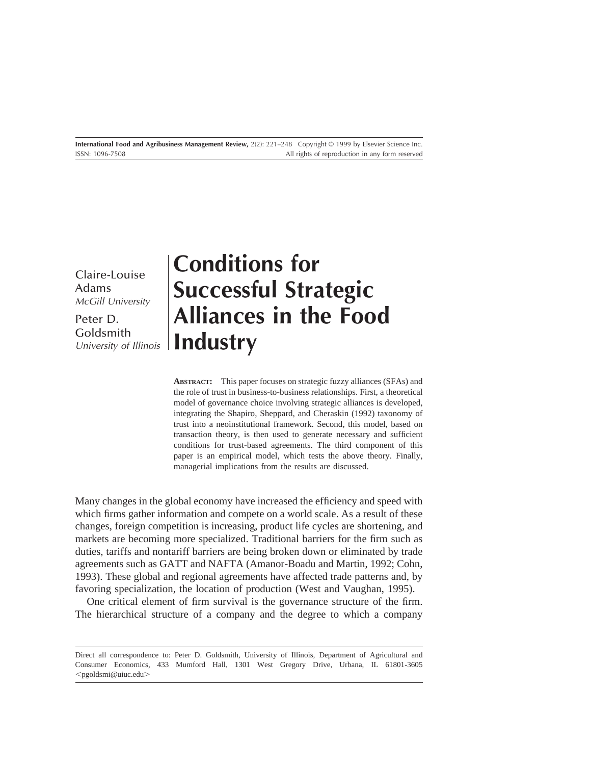Claire-Louise Adams
*McGill University*

Peter D. Goldsmith
*University of Illinois*

# Conditions for Successful Strategic Alliances in the Food Industry

**ABSTRACT:** This paper focuses on strategic fuzzy alliances (SFAs) and the role of trust in business-to-business relationships. First, a theoretical model of governance choice involving strategic alliances is developed, integrating the Shapiro, Sheppard, and Cheraskin (1992) taxonomy of trust into a neoinstitutional framework. Second, this model, based on transaction theory, is then used to generate necessary and sufficient conditions for trust-based agreements. The third component of this paper is an empirical model, which tests the above theory. Finally, managerial implications from the results are discussed.

Many changes in the global economy have increased the efficiency and speed with which firms gather information and compete on a world scale. As a result of these changes, foreign competition is increasing, product life cycles are shortening, and markets are becoming more specialized. Traditional barriers for the firm such as duties, tariffs and nontariff barriers are being broken down or eliminated by trade agreements such as GATT and NAFTA (Amanor-Boadu and Martin, 1992; Cohn, 1993). These global and regional agreements have affected trade patterns and, by favoring specialization, the location of production (West and Vaughan, 1995).

One critical element of firm survival is the governance structure of the firm. The hierarchical structure of a company and the degree to which a company

Direct all correspondence to: Peter D. Goldsmith, University of Illinois, Department of Agricultural and Consumer Economics, 433 Mumford Hall, 1301 West Gregory Drive, Urbana, IL 61801-3605 <pgoldsmi@uiuc.edu>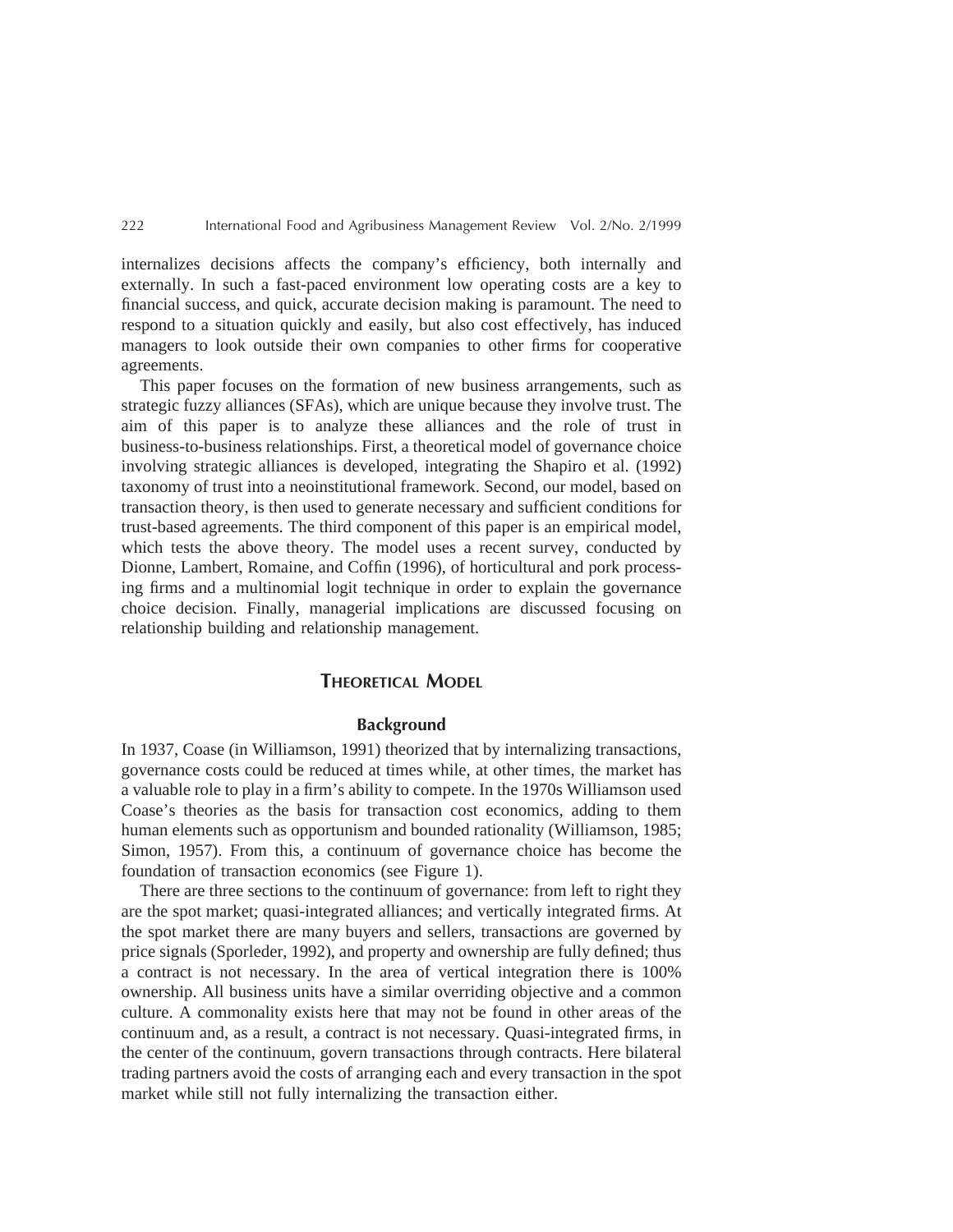internalizes decisions affects the company's efficiency, both internally and externally. In such a fast-paced environment low operating costs are a key to financial success, and quick, accurate decision making is paramount. The need to respond to a situation quickly and easily, but also cost effectively, has induced managers to look outside their own companies to other firms for cooperative agreements.

This paper focuses on the formation of new business arrangements, such as strategic fuzzy alliances (SFAs), which are unique because they involve trust. The aim of this paper is to analyze these alliances and the role of trust in business-to-business relationships. First, a theoretical model of governance choice involving strategic alliances is developed, integrating the Shapiro et al. (1992) taxonomy of trust into a neoinstitutional framework. Second, our model, based on transaction theory, is then used to generate necessary and sufficient conditions for trust-based agreements. The third component of this paper is an empirical model, which tests the above theory. The model uses a recent survey, conducted by Dionne, Lambert, Romaine, and Coffin (1996), of horticultural and pork processing firms and a multinomial logit technique in order to explain the governance choice decision. Finally, managerial implications are discussed focusing on relationship building and relationship management.

## Theoretical Model

### Background

In 1937, Coase (in Williamson, 1991) theorized that by internalizing transactions, governance costs could be reduced at times while, at other times, the market has a valuable role to play in a firm's ability to compete. In the 1970s Williamson used Coase's theories as the basis for transaction cost economics, adding to them human elements such as opportunism and bounded rationality (Williamson, 1985; Simon, 1957). From this, a continuum of governance choice has become the foundation of transaction economics (see Figure 1).

There are three sections to the continuum of governance: from left to right they are the spot market; quasi-integrated alliances; and vertically integrated firms. At the spot market there are many buyers and sellers, transactions are governed by price signals (Sporleder, 1992), and property and ownership are fully defined; thus a contract is not necessary. In the area of vertical integration there is 100% ownership. All business units have a similar overriding objective and a common culture. A commonality exists here that may not be found in other areas of the continuum and, as a result, a contract is not necessary. Quasi-integrated firms, in the center of the continuum, govern transactions through contracts. Here bilateral trading partners avoid the costs of arranging each and every transaction in the spot market while still not fully internalizing the transaction either.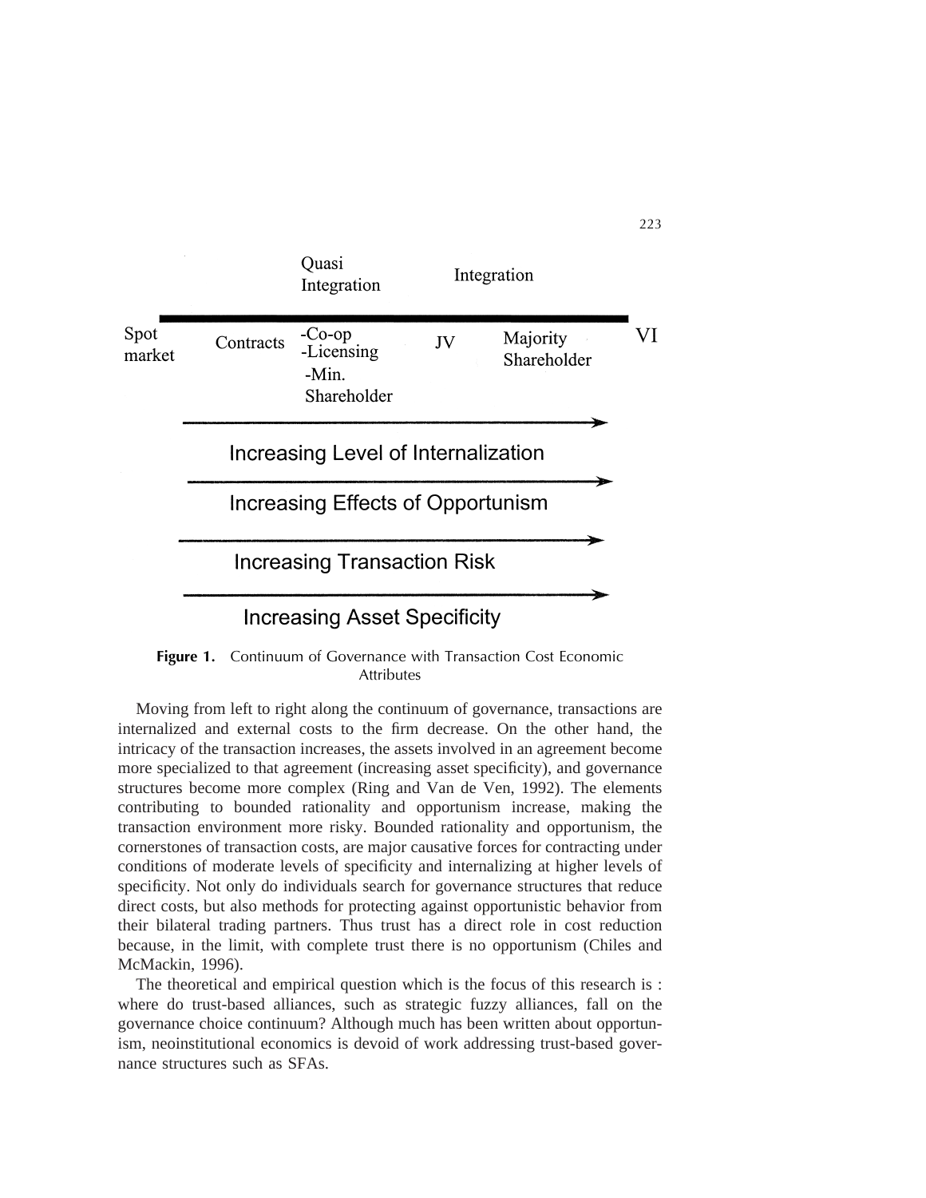| | | Quasi Integration | | Integration | |
|---|---|---|---|---|---|
| Spot market | Contracts | -Co-op<br>-Licensing<br>-Min. Shareholder | JV | Majority Shareholder | VI |

→ Increasing Level of Internalization

→ Increasing Effects of Opportunism

→ Increasing Transaction Risk

→ Increasing Asset Specificity

**Figure 1.** Continuum of Governance with Transaction Cost Economic Attributes

Moving from left to right along the continuum of governance, transactions are internalized and external costs to the firm decrease. On the other hand, the intricacy of the transaction increases, the assets involved in an agreement become more specialized to that agreement (increasing asset specificity), and governance structures become more complex (Ring and Van de Ven, 1992). The elements contributing to bounded rationality and opportunism increase, making the transaction environment more risky. Bounded rationality and opportunism, the cornerstones of transaction costs, are major causative forces for contracting under conditions of moderate levels of specificity and internalizing at higher levels of specificity. Not only do individuals search for governance structures that reduce direct costs, but also methods for protecting against opportunistic behavior from their bilateral trading partners. Thus trust has a direct role in cost reduction because, in the limit, with complete trust there is no opportunism (Chiles and McMackin, 1996).

The theoretical and empirical question which is the focus of this research is : where do trust-based alliances, such as strategic fuzzy alliances, fall on the governance choice continuum? Although much has been written about opportunism, neoinstitutional economics is devoid of work addressing trust-based governance structures such as SFAs.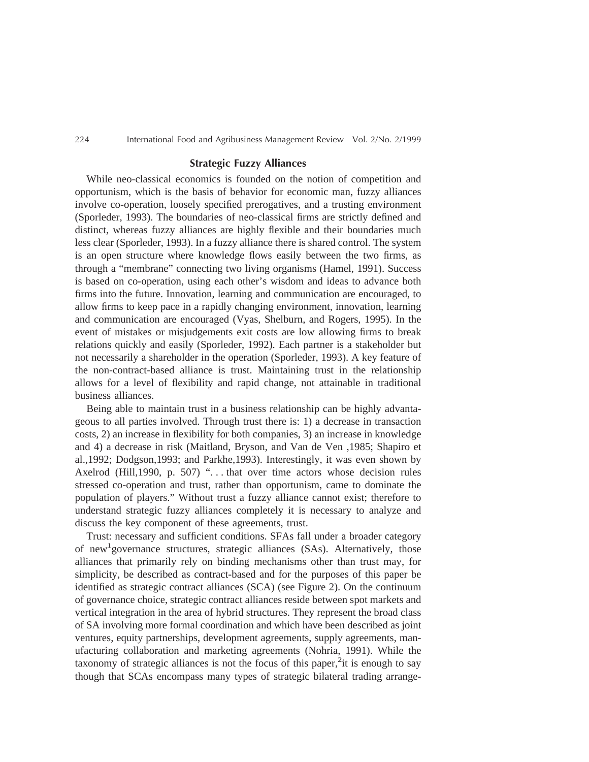## Strategic Fuzzy Alliances

While neo-classical economics is founded on the notion of competition and opportunism, which is the basis of behavior for economic man, fuzzy alliances involve co-operation, loosely specified prerogatives, and a trusting environment (Sporleder, 1993). The boundaries of neo-classical firms are strictly defined and distinct, whereas fuzzy alliances are highly flexible and their boundaries much less clear (Sporleder, 1993). In a fuzzy alliance there is shared control. The system is an open structure where knowledge flows easily between the two firms, as through a "membrane" connecting two living organisms (Hamel, 1991). Success is based on co-operation, using each other's wisdom and ideas to advance both firms into the future. Innovation, learning and communication are encouraged, to allow firms to keep pace in a rapidly changing environment, innovation, learning and communication are encouraged (Vyas, Shelburn, and Rogers, 1995). In the event of mistakes or misjudgements exit costs are low allowing firms to break relations quickly and easily (Sporleder, 1992). Each partner is a stakeholder but not necessarily a shareholder in the operation (Sporleder, 1993). A key feature of the non-contract-based alliance is trust. Maintaining trust in the relationship allows for a level of flexibility and rapid change, not attainable in traditional business alliances.

Being able to maintain trust in a business relationship can be highly advantageous to all parties involved. Through trust there is: 1) a decrease in transaction costs, 2) an increase in flexibility for both companies, 3) an increase in knowledge and 4) a decrease in risk (Maitland, Bryson, and Van de Ven ,1985; Shapiro et al.,1992; Dodgson,1993; and Parkhe,1993). Interestingly, it was even shown by Axelrod (Hill,1990, p. 507) ". . . that over time actors whose decision rules stressed co-operation and trust, rather than opportunism, came to dominate the population of players." Without trust a fuzzy alliance cannot exist; therefore to understand strategic fuzzy alliances completely it is necessary to analyze and discuss the key component of these agreements, trust.

Trust: necessary and sufficient conditions. SFAs fall under a broader category of new[1]governance structures, strategic alliances (SAs). Alternatively, those alliances that primarily rely on binding mechanisms other than trust may, for simplicity, be described as contract-based and for the purposes of this paper be identified as strategic contract alliances (SCA) (see Figure 2). On the continuum of governance choice, strategic contract alliances reside between spot markets and vertical integration in the area of hybrid structures. They represent the broad class of SA involving more formal coordination and which have been described as joint ventures, equity partnerships, development agreements, supply agreements, manufacturing collaboration and marketing agreements (Nohria, 1991). While the taxonomy of strategic alliances is not the focus of this paper,[2]it is enough to say though that SCAs encompass many types of strategic bilateral trading arrange-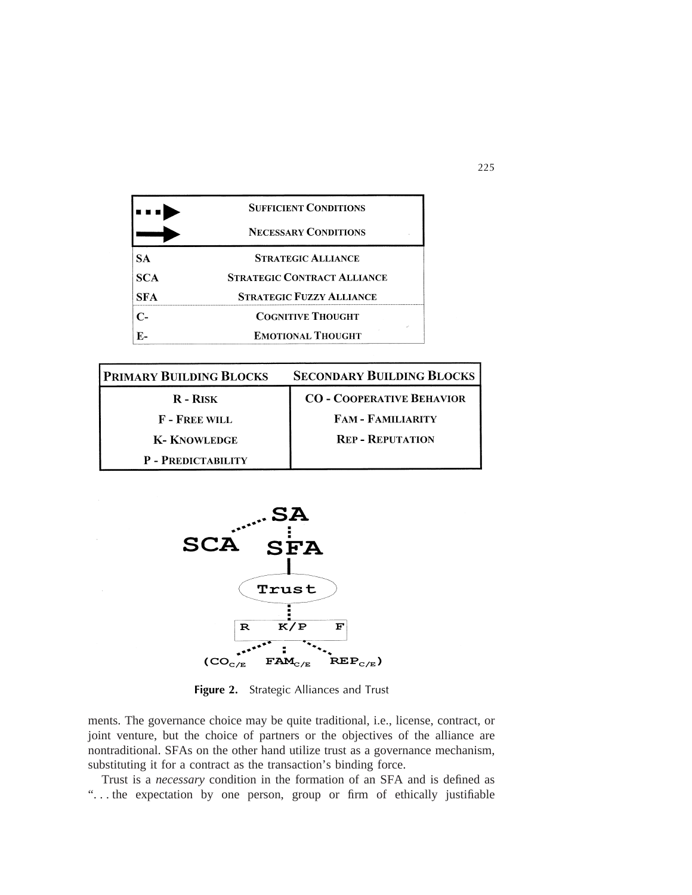| | |
|---|---|
| ▪▪▪▶ | SUFFICIENT CONDITIONS |
| ⟶ | NECESSARY CONDITIONS |
| SA | STRATEGIC ALLIANCE |
| SCA | STRATEGIC CONTRACT ALLIANCE |
| SFA | STRATEGIC FUZZY ALLIANCE |
| C- | COGNITIVE THOUGHT |
| E- | EMOTIONAL THOUGHT |

| PRIMARY BUILDING BLOCKS | SECONDARY BUILDING BLOCKS |
|---|---|
| R - RISK | CO - COOPERATIVE BEHAVIOR |
| F - FREE WILL | FAM - FAMILIARITY |
| K- KNOWLEDGE | REP - REPUTATION |
| P - PREDICTABILITY | |

SA

SCA SFA

Trust

R K/P F

$(CO_{C/E}$ $FAM_{C/E}$ $REP_{C/E})$

**Figure 2.** Strategic Alliances and Trust

ments. The governance choice may be quite traditional, i.e., license, contract, or joint venture, but the choice of partners or the objectives of the alliance are nontraditional. SFAs on the other hand utilize trust as a governance mechanism, substituting it for a contract as the transaction's binding force.

Trust is a *necessary* condition in the formation of an SFA and is defined as "... the expectation by one person, group or firm of ethically justifiable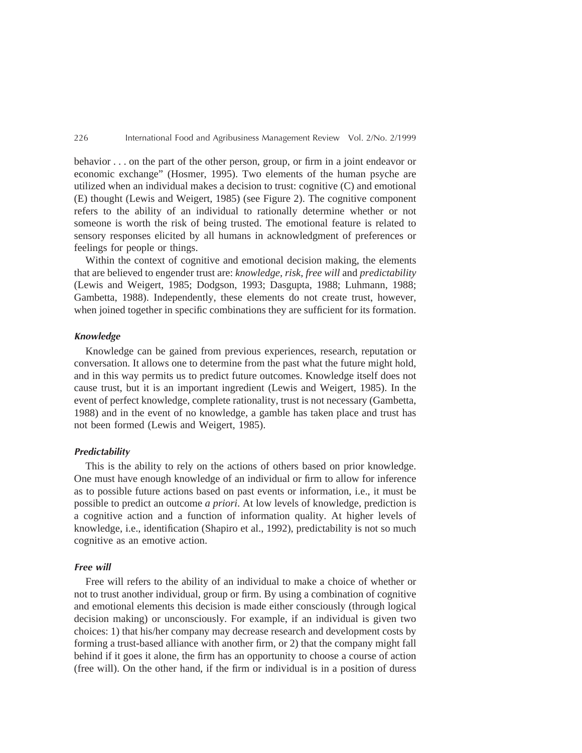behavior . . . on the part of the other person, group, or firm in a joint endeavor or economic exchange" (Hosmer, 1995). Two elements of the human psyche are utilized when an individual makes a decision to trust: cognitive (C) and emotional (E) thought (Lewis and Weigert, 1985) (see Figure 2). The cognitive component refers to the ability of an individual to rationally determine whether or not someone is worth the risk of being trusted. The emotional feature is related to sensory responses elicited by all humans in acknowledgment of preferences or feelings for people or things.

Within the context of cognitive and emotional decision making, the elements that are believed to engender trust are: *knowledge, risk, free will* and *predictability* (Lewis and Weigert, 1985; Dodgson, 1993; Dasgupta, 1988; Luhmann, 1988; Gambetta, 1988). Independently, these elements do not create trust, however, when joined together in specific combinations they are sufficient for its formation.

#### *Knowledge*

Knowledge can be gained from previous experiences, research, reputation or conversation. It allows one to determine from the past what the future might hold, and in this way permits us to predict future outcomes. Knowledge itself does not cause trust, but it is an important ingredient (Lewis and Weigert, 1985). In the event of perfect knowledge, complete rationality, trust is not necessary (Gambetta, 1988) and in the event of no knowledge, a gamble has taken place and trust has not been formed (Lewis and Weigert, 1985).

#### *Predictability*

This is the ability to rely on the actions of others based on prior knowledge. One must have enough knowledge of an individual or firm to allow for inference as to possible future actions based on past events or information, i.e., it must be possible to predict an outcome *a priori*. At low levels of knowledge, prediction is a cognitive action and a function of information quality. At higher levels of knowledge, i.e., identification (Shapiro et al., 1992), predictability is not so much cognitive as an emotive action.

#### *Free will*

Free will refers to the ability of an individual to make a choice of whether or not to trust another individual, group or firm. By using a combination of cognitive and emotional elements this decision is made either consciously (through logical decision making) or unconsciously. For example, if an individual is given two choices: 1) that his/her company may decrease research and development costs by forming a trust-based alliance with another firm, or 2) that the company might fall behind if it goes it alone, the firm has an opportunity to choose a course of action (free will). On the other hand, if the firm or individual is in a position of duress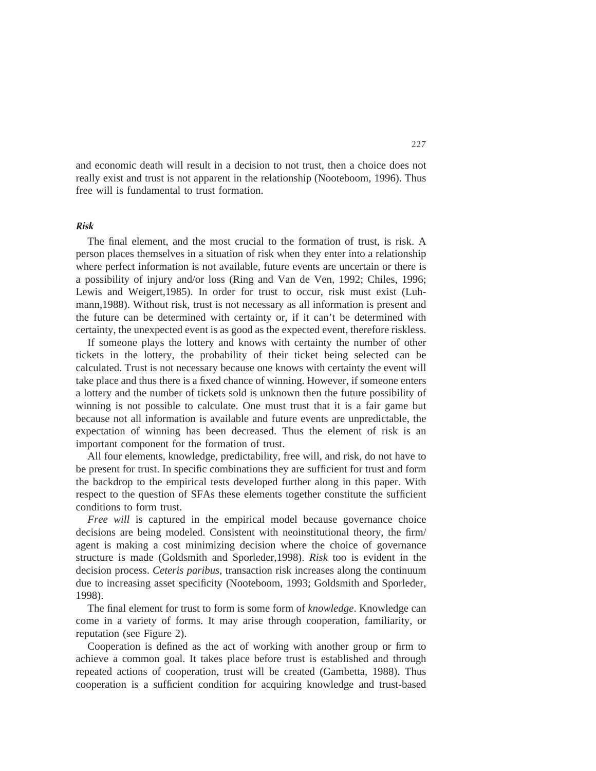and economic death will result in a decision to not trust, then a choice does not really exist and trust is not apparent in the relationship (Nooteboom, 1996). Thus free will is fundamental to trust formation.

### *Risk*

The final element, and the most crucial to the formation of trust, is risk. A person places themselves in a situation of risk when they enter into a relationship where perfect information is not available, future events are uncertain or there is a possibility of injury and/or loss (Ring and Van de Ven, 1992; Chiles, 1996; Lewis and Weigert,1985). In order for trust to occur, risk must exist (Luhmann,1988). Without risk, trust is not necessary as all information is present and the future can be determined with certainty or, if it can't be determined with certainty, the unexpected event is as good as the expected event, therefore riskless.

If someone plays the lottery and knows with certainty the number of other tickets in the lottery, the probability of their ticket being selected can be calculated. Trust is not necessary because one knows with certainty the event will take place and thus there is a fixed chance of winning. However, if someone enters a lottery and the number of tickets sold is unknown then the future possibility of winning is not possible to calculate. One must trust that it is a fair game but because not all information is available and future events are unpredictable, the expectation of winning has been decreased. Thus the element of risk is an important component for the formation of trust.

All four elements, knowledge, predictability, free will, and risk, do not have to be present for trust. In specific combinations they are sufficient for trust and form the backdrop to the empirical tests developed further along in this paper. With respect to the question of SFAs these elements together constitute the sufficient conditions to form trust.

*Free will* is captured in the empirical model because governance choice decisions are being modeled. Consistent with neoinstitutional theory, the firm/agent is making a cost minimizing decision where the choice of governance structure is made (Goldsmith and Sporleder,1998). *Risk* too is evident in the decision process. *Ceteris paribus*, transaction risk increases along the continuum due to increasing asset specificity (Nooteboom, 1993; Goldsmith and Sporleder, 1998).

The final element for trust to form is some form of *knowledge*. Knowledge can come in a variety of forms. It may arise through cooperation, familiarity, or reputation (see Figure 2).

Cooperation is defined as the act of working with another group or firm to achieve a common goal. It takes place before trust is established and through repeated actions of cooperation, trust will be created (Gambetta, 1988). Thus cooperation is a sufficient condition for acquiring knowledge and trust-based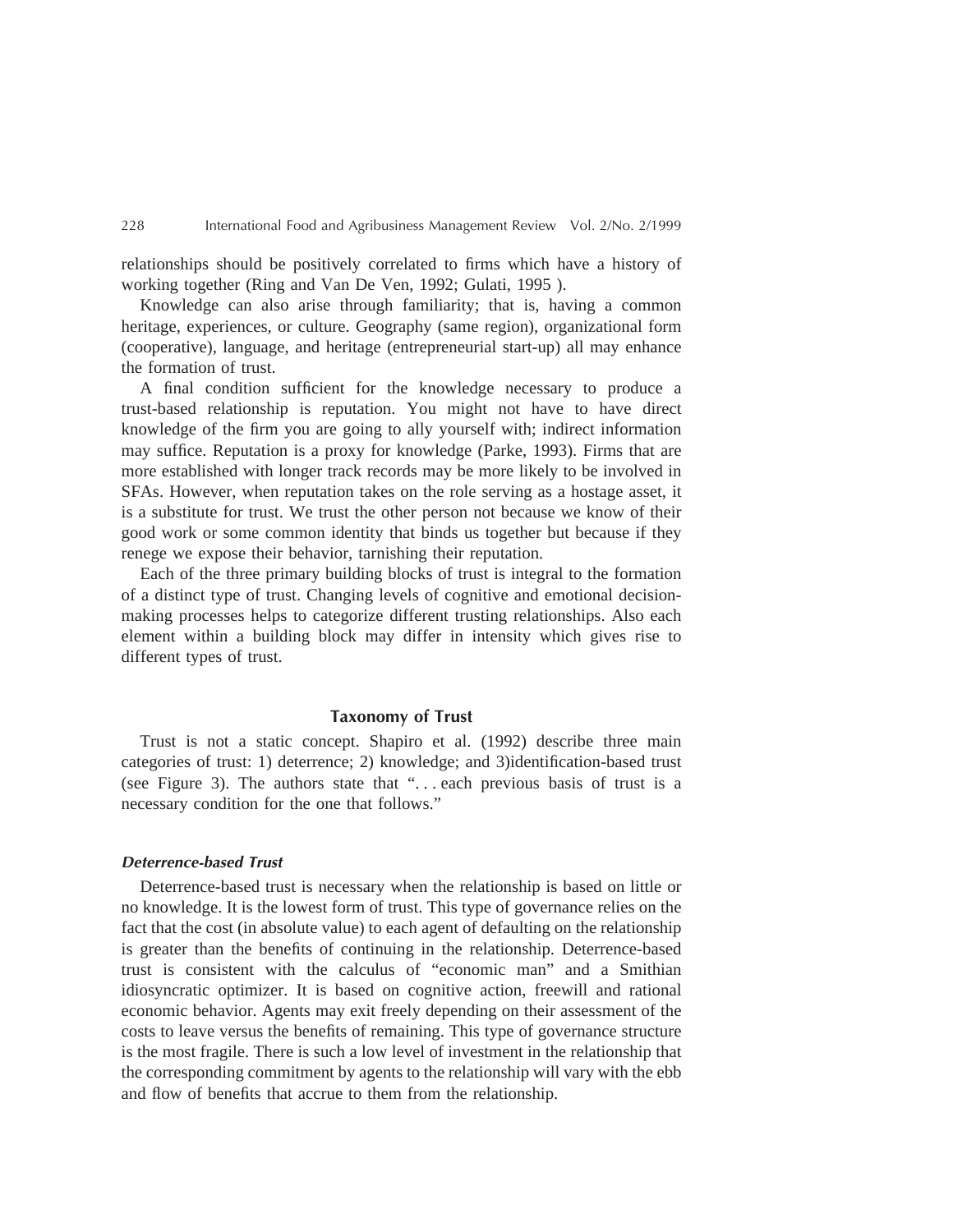relationships should be positively correlated to firms which have a history of working together (Ring and Van De Ven, 1992; Gulati, 1995 ).

Knowledge can also arise through familiarity; that is, having a common heritage, experiences, or culture. Geography (same region), organizational form (cooperative), language, and heritage (entrepreneurial start-up) all may enhance the formation of trust.

A final condition sufficient for the knowledge necessary to produce a trust-based relationship is reputation. You might not have to have direct knowledge of the firm you are going to ally yourself with; indirect information may suffice. Reputation is a proxy for knowledge (Parke, 1993). Firms that are more established with longer track records may be more likely to be involved in SFAs. However, when reputation takes on the role serving as a hostage asset, it is a substitute for trust. We trust the other person not because we know of their good work or some common identity that binds us together but because if they renege we expose their behavior, tarnishing their reputation.

Each of the three primary building blocks of trust is integral to the formation of a distinct type of trust. Changing levels of cognitive and emotional decision-making processes helps to categorize different trusting relationships. Also each element within a building block may differ in intensity which gives rise to different types of trust.

## Taxonomy of Trust

Trust is not a static concept. Shapiro et al. (1992) describe three main categories of trust: 1) deterrence; 2) knowledge; and 3)identification-based trust (see Figure 3). The authors state that ". . . each previous basis of trust is a necessary condition for the one that follows."

### *Deterrence-based Trust*

Deterrence-based trust is necessary when the relationship is based on little or no knowledge. It is the lowest form of trust. This type of governance relies on the fact that the cost (in absolute value) to each agent of defaulting on the relationship is greater than the benefits of continuing in the relationship. Deterrence-based trust is consistent with the calculus of "economic man" and a Smithian idiosyncratic optimizer. It is based on cognitive action, freewill and rational economic behavior. Agents may exit freely depending on their assessment of the costs to leave versus the benefits of remaining. This type of governance structure is the most fragile. There is such a low level of investment in the relationship that the corresponding commitment by agents to the relationship will vary with the ebb and flow of benefits that accrue to them from the relationship.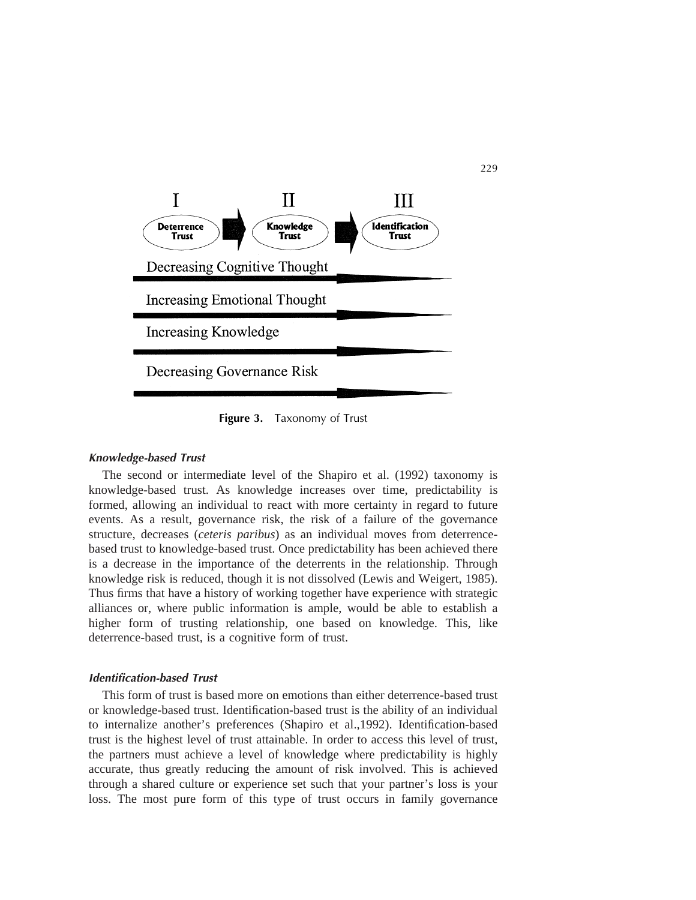| I | II | III |
|---|---|---|
| Deterrence Trust | Knowledge Trust | Identification Trust |

Decreasing Cognitive Thought

Increasing Emotional Thought

Increasing Knowledge

Decreasing Governance Risk

**Figure 3.** Taxonomy of Trust

### *Knowledge-based Trust*

The second or intermediate level of the Shapiro et al. (1992) taxonomy is knowledge-based trust. As knowledge increases over time, predictability is formed, allowing an individual to react with more certainty in regard to future events. As a result, governance risk, the risk of a failure of the governance structure, decreases (*ceteris paribus*) as an individual moves from deterrence-based trust to knowledge-based trust. Once predictability has been achieved there is a decrease in the importance of the deterrents in the relationship. Through knowledge risk is reduced, though it is not dissolved (Lewis and Weigert, 1985). Thus firms that have a history of working together have experience with strategic alliances or, where public information is ample, would be able to establish a higher form of trusting relationship, one based on knowledge. This, like deterrence-based trust, is a cognitive form of trust.

### *Identification-based Trust*

This form of trust is based more on emotions than either deterrence-based trust or knowledge-based trust. Identification-based trust is the ability of an individual to internalize another's preferences (Shapiro et al.,1992). Identification-based trust is the highest level of trust attainable. In order to access this level of trust, the partners must achieve a level of knowledge where predictability is highly accurate, thus greatly reducing the amount of risk involved. This is achieved through a shared culture or experience set such that your partner's loss is your loss. The most pure form of this type of trust occurs in family governance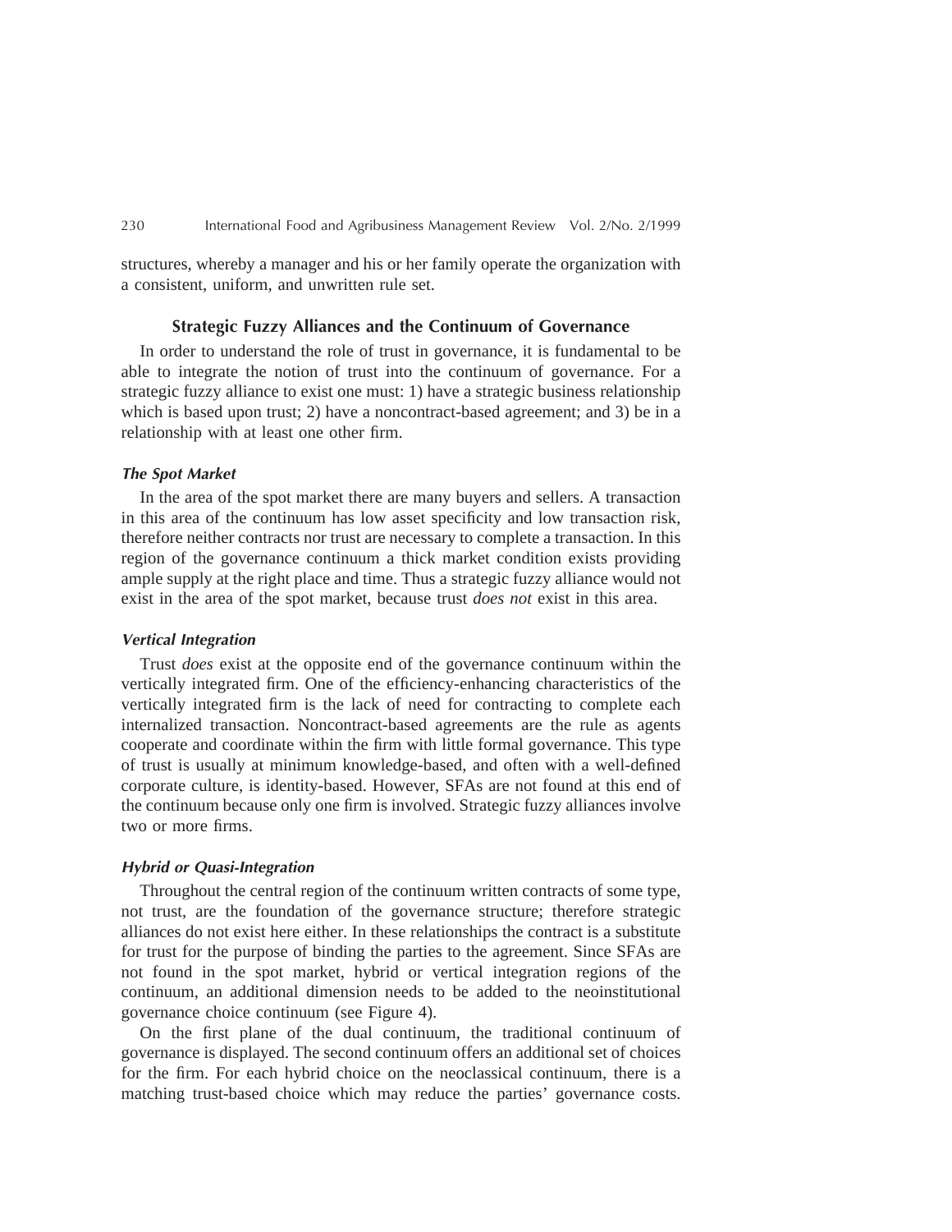structures, whereby a manager and his or her family operate the organization with a consistent, uniform, and unwritten rule set.

## Strategic Fuzzy Alliances and the Continuum of Governance

In order to understand the role of trust in governance, it is fundamental to be able to integrate the notion of trust into the continuum of governance. For a strategic fuzzy alliance to exist one must: 1) have a strategic business relationship which is based upon trust; 2) have a noncontract-based agreement; and 3) be in a relationship with at least one other firm.

### *The Spot Market*

In the area of the spot market there are many buyers and sellers. A transaction in this area of the continuum has low asset specificity and low transaction risk, therefore neither contracts nor trust are necessary to complete a transaction. In this region of the governance continuum a thick market condition exists providing ample supply at the right place and time. Thus a strategic fuzzy alliance would not exist in the area of the spot market, because trust *does not* exist in this area.

### *Vertical Integration*

Trust *does* exist at the opposite end of the governance continuum within the vertically integrated firm. One of the efficiency-enhancing characteristics of the vertically integrated firm is the lack of need for contracting to complete each internalized transaction. Noncontract-based agreements are the rule as agents cooperate and coordinate within the firm with little formal governance. This type of trust is usually at minimum knowledge-based, and often with a well-defined corporate culture, is identity-based. However, SFAs are not found at this end of the continuum because only one firm is involved. Strategic fuzzy alliances involve two or more firms.

### *Hybrid or Quasi-Integration*

Throughout the central region of the continuum written contracts of some type, not trust, are the foundation of the governance structure; therefore strategic alliances do not exist here either. In these relationships the contract is a substitute for trust for the purpose of binding the parties to the agreement. Since SFAs are not found in the spot market, hybrid or vertical integration regions of the continuum, an additional dimension needs to be added to the neoinstitutional governance choice continuum (see Figure 4).

On the first plane of the dual continuum, the traditional continuum of governance is displayed. The second continuum offers an additional set of choices for the firm. For each hybrid choice on the neoclassical continuum, there is a matching trust-based choice which may reduce the parties' governance costs.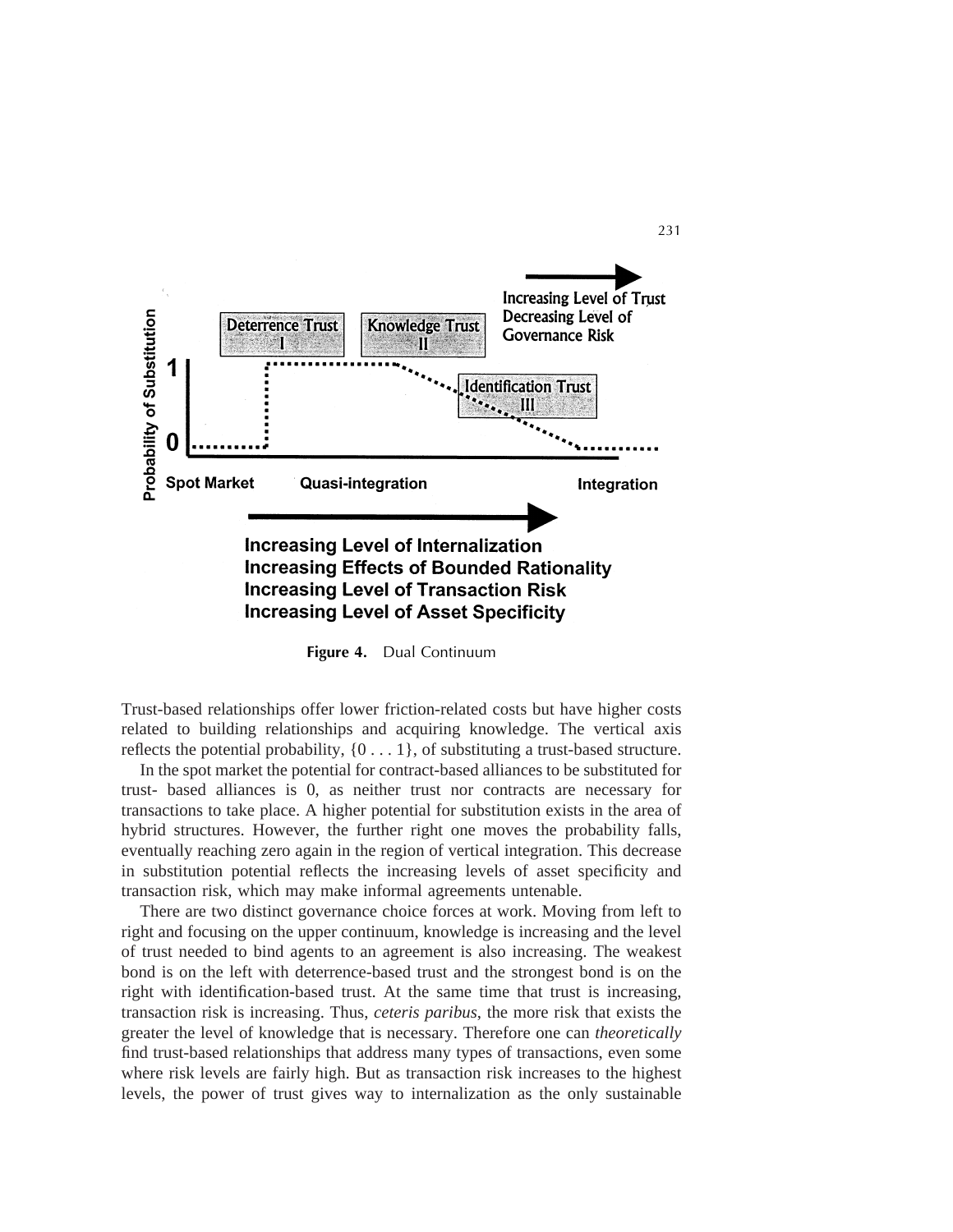Figure 4. Dual Continuum

Trust-based relationships offer lower friction-related costs but have higher costs related to building relationships and acquiring knowledge. The vertical axis reflects the potential probability, {0 . . . 1}, of substituting a trust-based structure.

In the spot market the potential for contract-based alliances to be substituted for trust- based alliances is 0, as neither trust nor contracts are necessary for transactions to take place. A higher potential for substitution exists in the area of hybrid structures. However, the further right one moves the probability falls, eventually reaching zero again in the region of vertical integration. This decrease in substitution potential reflects the increasing levels of asset specificity and transaction risk, which may make informal agreements untenable.

There are two distinct governance choice forces at work. Moving from left to right and focusing on the upper continuum, knowledge is increasing and the level of trust needed to bind agents to an agreement is also increasing. The weakest bond is on the left with deterrence-based trust and the strongest bond is on the right with identification-based trust. At the same time that trust is increasing, transaction risk is increasing. Thus, *ceteris paribus*, the more risk that exists the greater the level of knowledge that is necessary. Therefore one can *theoretically* find trust-based relationships that address many types of transactions, even some where risk levels are fairly high. But as transaction risk increases to the highest levels, the power of trust gives way to internalization as the only sustainable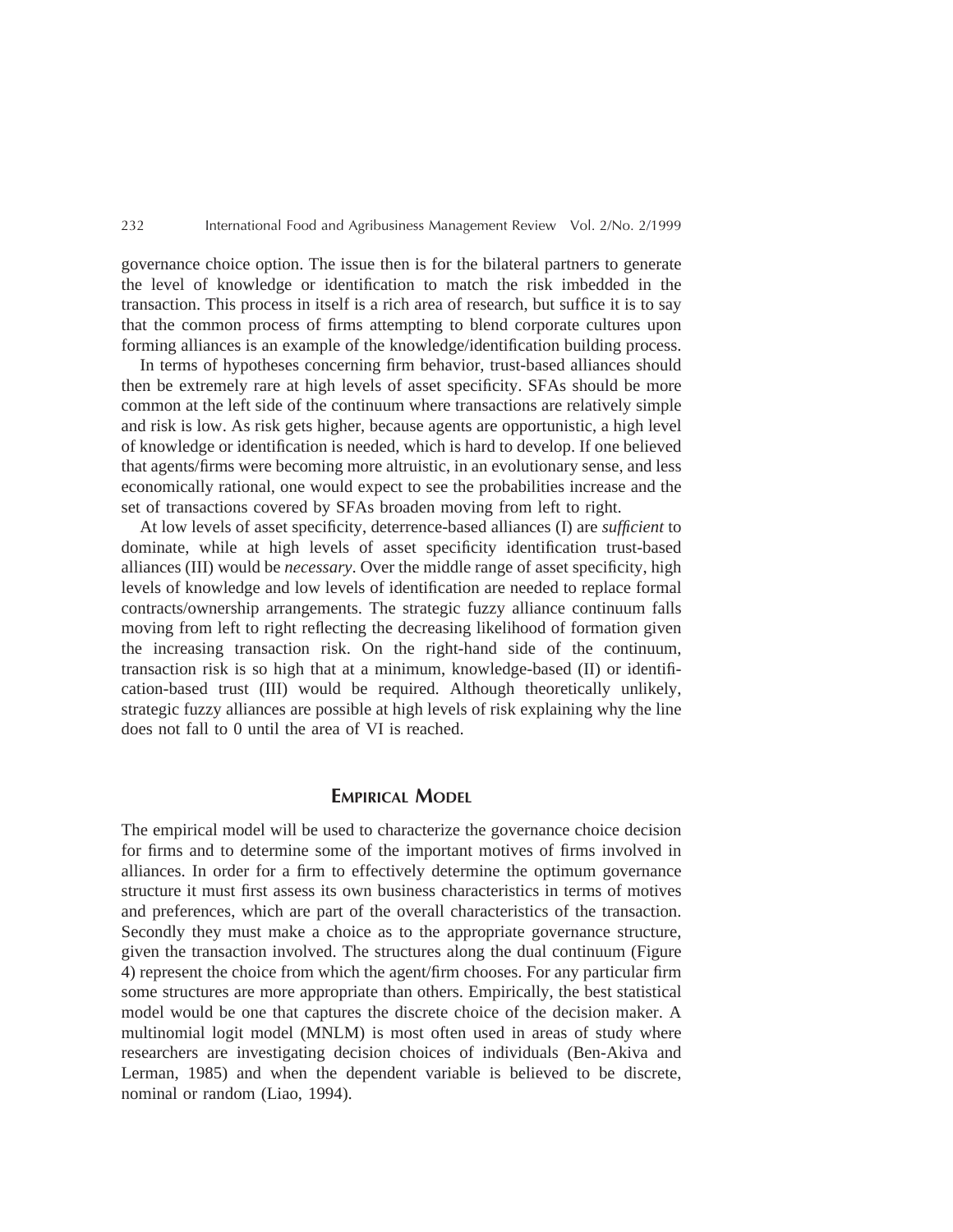governance choice option. The issue then is for the bilateral partners to generate the level of knowledge or identification to match the risk imbedded in the transaction. This process in itself is a rich area of research, but suffice it is to say that the common process of firms attempting to blend corporate cultures upon forming alliances is an example of the knowledge/identification building process.

In terms of hypotheses concerning firm behavior, trust-based alliances should then be extremely rare at high levels of asset specificity. SFAs should be more common at the left side of the continuum where transactions are relatively simple and risk is low. As risk gets higher, because agents are opportunistic, a high level of knowledge or identification is needed, which is hard to develop. If one believed that agents/firms were becoming more altruistic, in an evolutionary sense, and less economically rational, one would expect to see the probabilities increase and the set of transactions covered by SFAs broaden moving from left to right.

At low levels of asset specificity, deterrence-based alliances (I) are *sufficient* to dominate, while at high levels of asset specificity identification trust-based alliances (III) would be *necessary*. Over the middle range of asset specificity, high levels of knowledge and low levels of identification are needed to replace formal contracts/ownership arrangements. The strategic fuzzy alliance continuum falls moving from left to right reflecting the decreasing likelihood of formation given the increasing transaction risk. On the right-hand side of the continuum, transaction risk is so high that at a minimum, knowledge-based (II) or identification-based trust (III) would be required. Although theoretically unlikely, strategic fuzzy alliances are possible at high levels of risk explaining why the line does not fall to 0 until the area of VI is reached.

## Empirical Model

The empirical model will be used to characterize the governance choice decision for firms and to determine some of the important motives of firms involved in alliances. In order for a firm to effectively determine the optimum governance structure it must first assess its own business characteristics in terms of motives and preferences, which are part of the overall characteristics of the transaction. Secondly they must make a choice as to the appropriate governance structure, given the transaction involved. The structures along the dual continuum (Figure 4) represent the choice from which the agent/firm chooses. For any particular firm some structures are more appropriate than others. Empirically, the best statistical model would be one that captures the discrete choice of the decision maker. A multinomial logit model (MNLM) is most often used in areas of study where researchers are investigating decision choices of individuals (Ben-Akiva and Lerman, 1985) and when the dependent variable is believed to be discrete, nominal or random (Liao, 1994).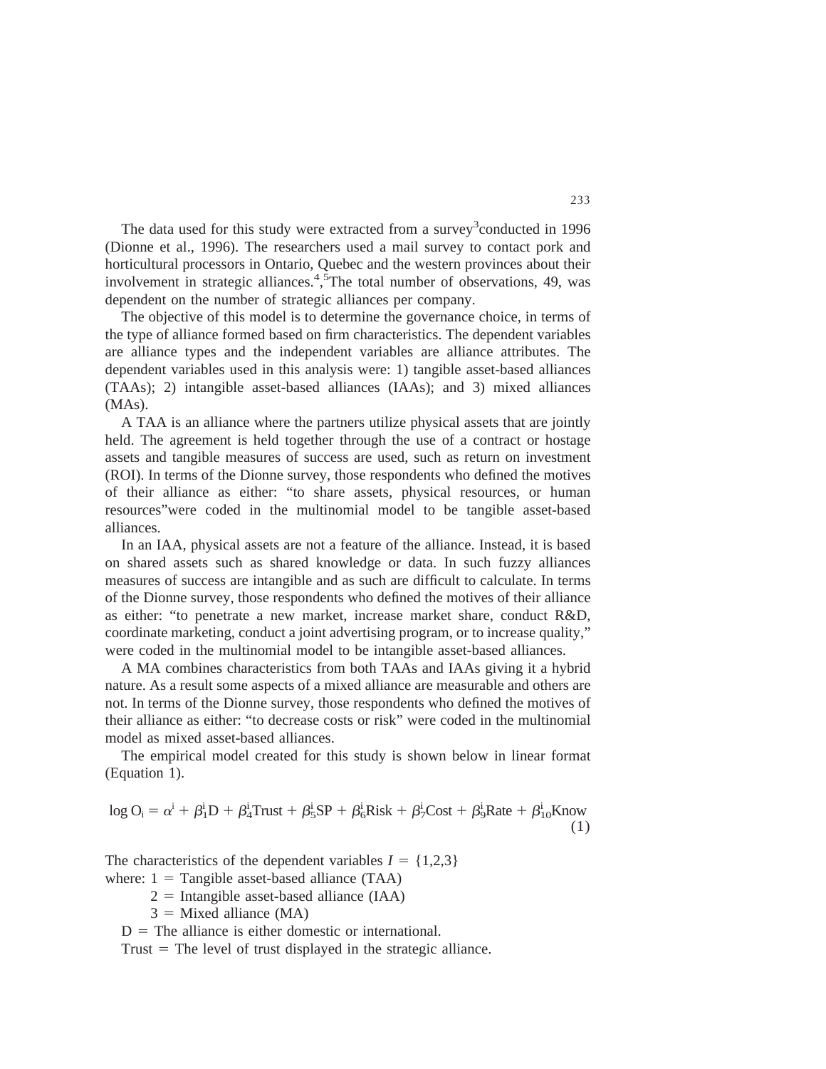The data used for this study were extracted from a survey[3] conducted in 1996 (Dionne et al., 1996). The researchers used a mail survey to contact pork and horticultural processors in Ontario, Quebec and the western provinces about their involvement in strategic alliances.[4,5] The total number of observations, 49, was dependent on the number of strategic alliances per company.

The objective of this model is to determine the governance choice, in terms of the type of alliance formed based on firm characteristics. The dependent variables are alliance types and the independent variables are alliance attributes. The dependent variables used in this analysis were: 1) tangible asset-based alliances (TAAs); 2) intangible asset-based alliances (IAAs); and 3) mixed alliances (MAs).

A TAA is an alliance where the partners utilize physical assets that are jointly held. The agreement is held together through the use of a contract or hostage assets and tangible measures of success are used, such as return on investment (ROI). In terms of the Dionne survey, those respondents who defined the motives of their alliance as either: "to share assets, physical resources, or human resources" were coded in the multinomial model to be tangible asset-based alliances.

In an IAA, physical assets are not a feature of the alliance. Instead, it is based on shared assets such as shared knowledge or data. In such fuzzy alliances measures of success are intangible and as such are difficult to calculate. In terms of the Dionne survey, those respondents who defined the motives of their alliance as either: "to penetrate a new market, increase market share, conduct R&D, coordinate marketing, conduct a joint advertising program, or to increase quality," were coded in the multinomial model to be intangible asset-based alliances.

A MA combines characteristics from both TAAs and IAAs giving it a hybrid nature. As a result some aspects of a mixed alliance are measurable and others are not. In terms of the Dionne survey, those respondents who defined the motives of their alliance as either: "to decrease costs or risk" were coded in the multinomial model as mixed asset-based alliances.

The empirical model created for this study is shown below in linear format (Equation 1).

$$\log O_i = \alpha^i + \beta_1^i D + \beta_4^i \text{Trust} + \beta_5^i \text{SP} + \beta_6^i \text{Risk} + \beta_7^i \text{Cost} + \beta_9^i \text{Rate} + \beta_{10}^i \text{Know} \tag{1}$$

The characteristics of the dependent variables $I = \{1,2,3\}$

where: 1 = Tangible asset-based alliance (TAA)

2 = Intangible asset-based alliance (IAA)

3 = Mixed alliance (MA)

D = The alliance is either domestic or international.

Trust = The level of trust displayed in the strategic alliance.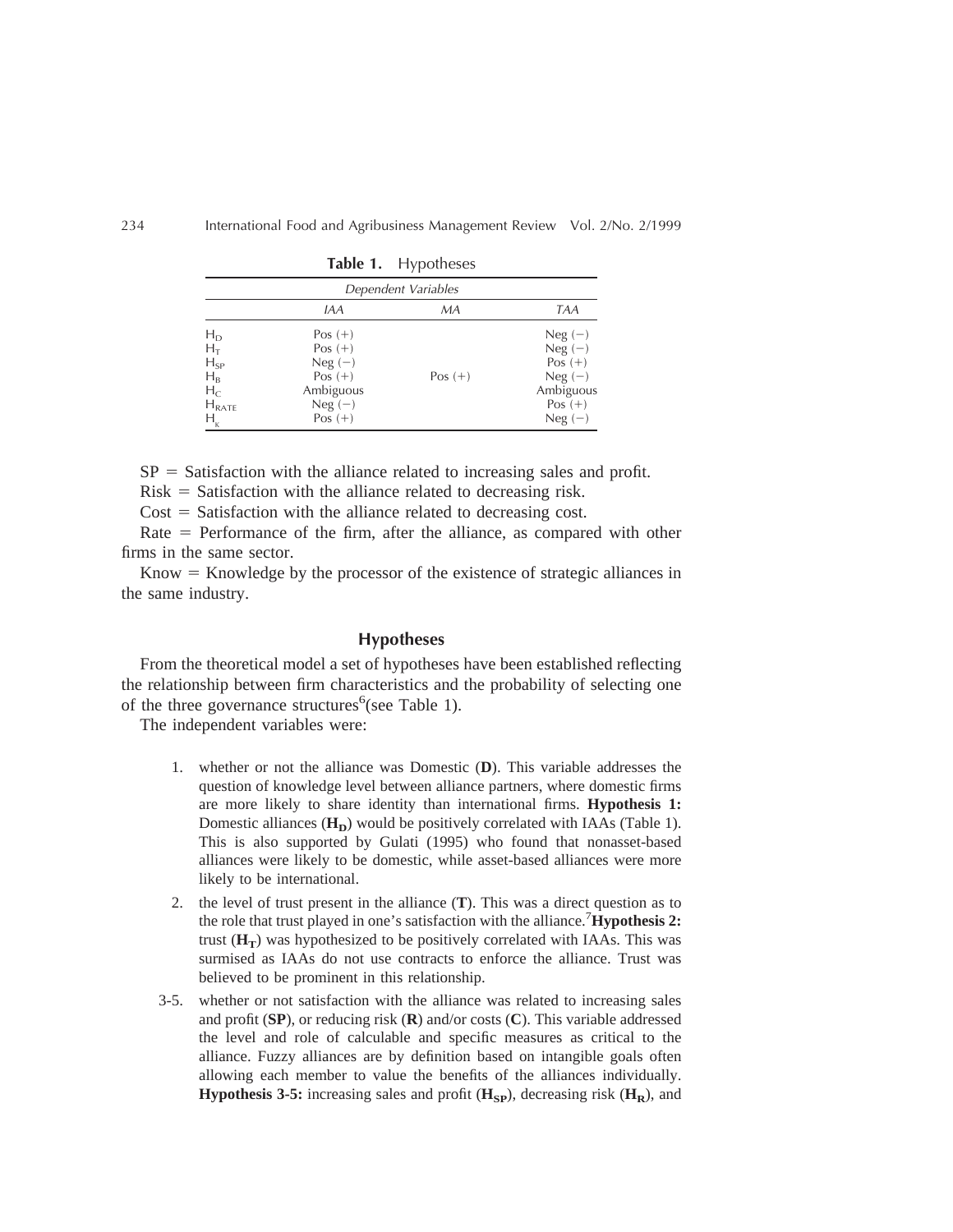**Table 1.** Hypotheses

| | Dependent Variables | | |
|---|---|---|---|
| | *IAA* | *MA* | *TAA* |
| $H_D$ | Pos (+) | | Neg (−) |
| $H_T$ | Pos (+) | | Neg (−) |
| $H_{SP}$ | Neg (−) | | Pos (+) |
| $H_B$ | Pos (+) | Pos (+) | Neg (−) |
| $H_C$ | Ambiguous | | Ambiguous |
| $H_{RATE}$ | Neg (−) | | Pos (+) |
| $H_K$ | Pos (+) | | Neg (−) |

SP = Satisfaction with the alliance related to increasing sales and profit.

Risk = Satisfaction with the alliance related to decreasing risk.

Cost = Satisfaction with the alliance related to decreasing cost.

Rate = Performance of the firm, after the alliance, as compared with other firms in the same sector.

Know = Knowledge by the processor of the existence of strategic alliances in the same industry.

## Hypotheses

From the theoretical model a set of hypotheses have been established reflecting the relationship between firm characteristics and the probability of selecting one of the three governance structures[6](see Table 1).

The independent variables were:

1. whether or not the alliance was Domestic (**D**). This variable addresses the question of knowledge level between alliance partners, where domestic firms are more likely to share identity than international firms. **Hypothesis 1:** Domestic alliances ($\mathbf{H_D}$) would be positively correlated with IAAs (Table 1). This is also supported by Gulati (1995) who found that nonasset-based alliances were likely to be domestic, while asset-based alliances were more likely to be international.
2. the level of trust present in the alliance (**T**). This was a direct question as to the role that trust played in one's satisfaction with the alliance.[7]**Hypothesis 2:** trust ($\mathbf{H_T}$) was hypothesized to be positively correlated with IAAs. This was surmised as IAAs do not use contracts to enforce the alliance. Trust was believed to be prominent in this relationship.

3-5. whether or not satisfaction with the alliance was related to increasing sales and profit (**SP**), or reducing risk (**R**) and/or costs (**C**). This variable addressed the level and role of calculable and specific measures as critical to the alliance. Fuzzy alliances are by definition based on intangible goals often allowing each member to value the benefits of the alliances individually. **Hypothesis 3-5:** increasing sales and profit ($\mathbf{H_{SP}}$), decreasing risk ($\mathbf{H_R}$), and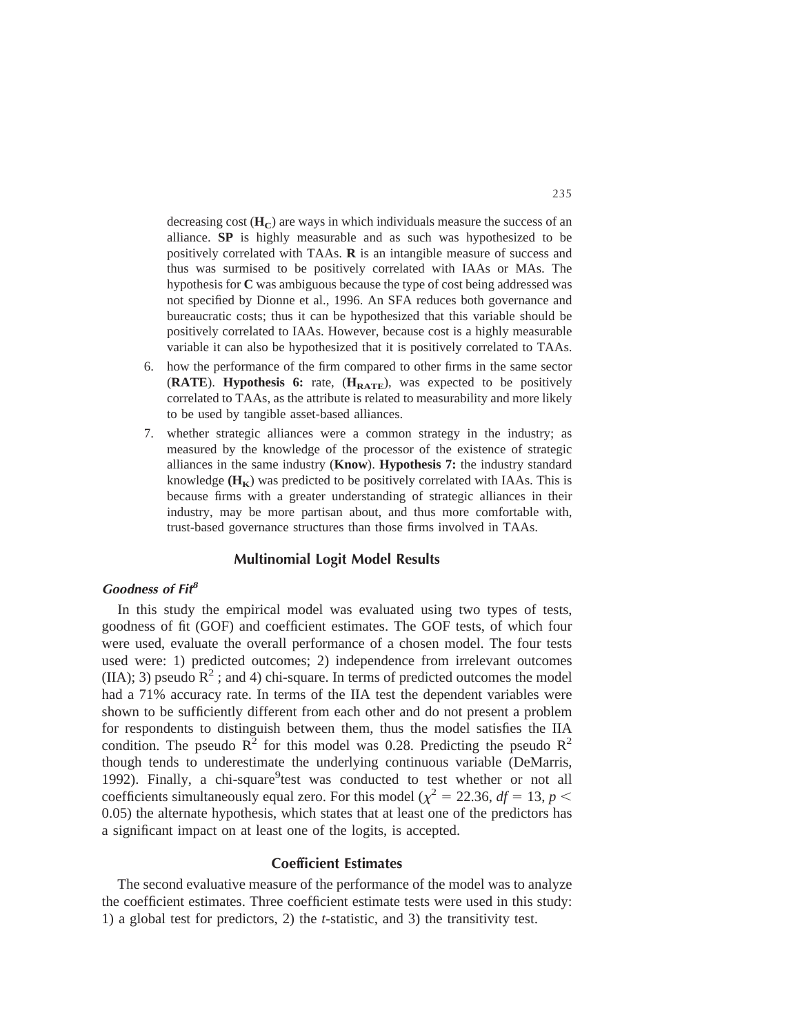decreasing cost ($H_C$) are ways in which individuals measure the success of an alliance. **SP** is highly measurable and as such was hypothesized to be positively correlated with TAAs. **R** is an intangible measure of success and thus was surmised to be positively correlated with IAAs or MAs. The hypothesis for **C** was ambiguous because the type of cost being addressed was not specified by Dionne et al., 1996. An SFA reduces both governance and bureaucratic costs; thus it can be hypothesized that this variable should be positively correlated to IAAs. However, because cost is a highly measurable variable it can also be hypothesized that it is positively correlated to TAAs.

6. how the performance of the firm compared to other firms in the same sector (**RATE**). **Hypothesis 6:** rate, ($H_{RATE}$), was expected to be positively correlated to TAAs, as the attribute is related to measurability and more likely to be used by tangible asset-based alliances.
7. whether strategic alliances were a common strategy in the industry; as measured by the knowledge of the processor of the existence of strategic alliances in the same industry (**Know**). **Hypothesis 7:** the industry standard knowledge **($H_K$)** was predicted to be positively correlated with IAAs. This is because firms with a greater understanding of strategic alliances in their industry, may be more partisan about, and thus more comfortable with, trust-based governance structures than those firms involved in TAAs.

## Multinomial Logit Model Results

### *Goodness of Fit*[8]

In this study the empirical model was evaluated using two types of tests, goodness of fit (GOF) and coefficient estimates. The GOF tests, of which four were used, evaluate the overall performance of a chosen model. The four tests used were: 1) predicted outcomes; 2) independence from irrelevant outcomes (IIA); 3) pseudo $R^2$ ; and 4) chi-square. In terms of predicted outcomes the model had a 71% accuracy rate. In terms of the IIA test the dependent variables were shown to be sufficiently different from each other and do not present a problem for respondents to distinguish between them, thus the model satisfies the IIA condition. The pseudo $R^2$ for this model was 0.28. Predicting the pseudo $R^2$ though tends to underestimate the underlying continuous variable (DeMarris, 1992). Finally, a chi-square[9]test was conducted to test whether or not all coefficients simultaneously equal zero. For this model ($\chi^2 = 22.36$, $df = 13$, $p < 0.05$) the alternate hypothesis, which states that at least one of the predictors has a significant impact on at least one of the logits, is accepted.

## Coefficient Estimates

The second evaluative measure of the performance of the model was to analyze the coefficient estimates. Three coefficient estimate tests were used in this study: 1) a global test for predictors, 2) the *t*-statistic, and 3) the transitivity test.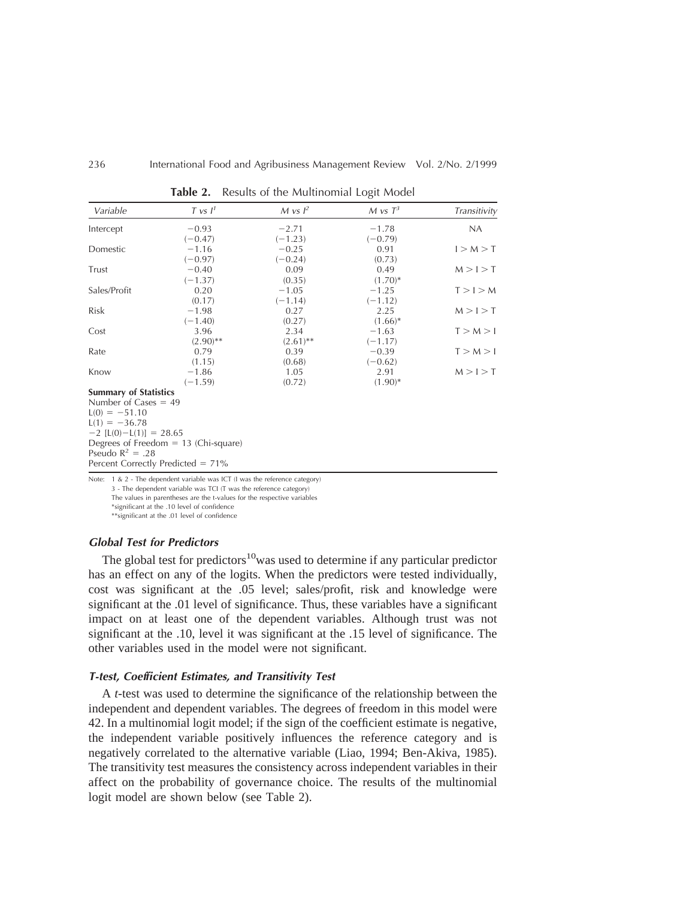**Table 2.** Results of the Multinomial Logit Model

| *Variable* | *T vs I*[1] | *M vs I*[2] | *M vs T*[3] | *Transitivity* |
|---|---|---|---|---|
| Intercept | −0.93 | −2.71 | −1.78 | NA |
| | (−0.47) | (−1.23) | (−0.79) | |
| Domestic | −1.16 | −0.25 | 0.91 | I > M > T |
| | (−0.97) | (−0.24) | (0.73) | |
| Trust | −0.40 | 0.09 | 0.49 | M > I > T |
| | (−1.37) | (0.35) | (1.70)* | |
| Sales/Profit | 0.20 | −1.05 | −1.25 | T > I > M |
| | (0.17) | (−1.14) | (−1.12) | |
| Risk | −1.98 | 0.27 | 2.25 | M > I > T |
| | (−1.40) | (0.27) | (1.66)* | |
| Cost | 3.96 | 2.34 | −1.63 | T > M > I |
| | (2.90)** | (2.61)** | (−1.17) | |
| Rate | 0.79 | 0.39 | −0.39 | T > M > I |
| | (1.15) | (0.68) | (−0.62) | |
| Know | −1.86 | 1.05 | 2.91 | M > I > T |
| | (−1.59) | (0.72) | (1.90)* | |

**Summary of Statistics**
Number of Cases = 49
L(0) = −51.10
L(1) = −36.78
−2 [L(0)−L(1)] = 28.65
Degrees of Freedom = 13 (Chi-square)
Pseudo $R^2$ = .28
Percent Correctly Predicted = 71%

Note: 1 & 2 - The dependent variable was ICT (I was the reference category)
3 - The dependent variable was TCI (T was the reference category)
The values in parentheses are the t-values for the respective variables
*significant at the .10 level of confidence
**significant at the .01 level of confidence

### *Global Test for Predictors*

The global test for predictors[10] was used to determine if any particular predictor has an effect on any of the logits. When the predictors were tested individually, cost was significant at the .05 level; sales/profit, risk and knowledge were significant at the .01 level of significance. Thus, these variables have a significant impact on at least one of the dependent variables. Although trust was not significant at the .10, level it was significant at the .15 level of significance. The other variables used in the model were not significant.

### *T-test, Coefficient Estimates, and Transitivity Test*

A *t*-test was used to determine the significance of the relationship between the independent and dependent variables. The degrees of freedom in this model were 42. In a multinomial logit model; if the sign of the coefficient estimate is negative, the independent variable positively influences the reference category and is negatively correlated to the alternative variable (Liao, 1994; Ben-Akiva, 1985). The transitivity test measures the consistency across independent variables in their affect on the probability of governance choice. The results of the multinomial logit model are shown below (see Table 2).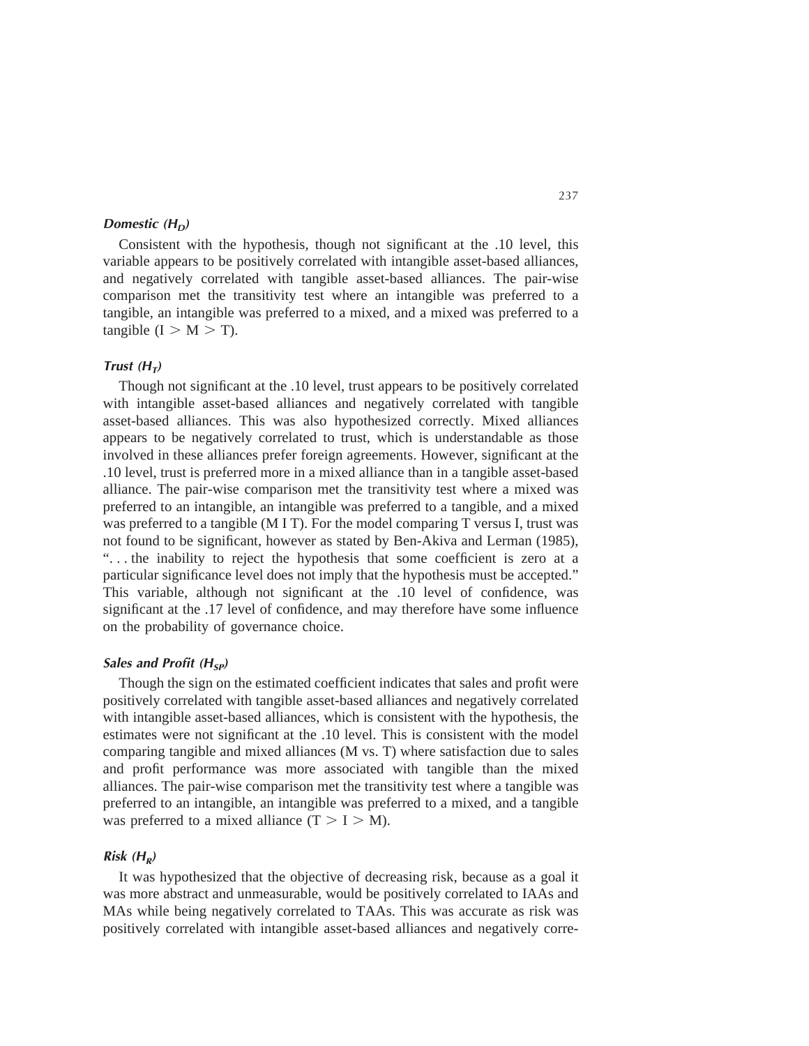### *Domestic ($H_D$)*

Consistent with the hypothesis, though not significant at the .10 level, this variable appears to be positively correlated with intangible asset-based alliances, and negatively correlated with tangible asset-based alliances. The pair-wise comparison met the transitivity test where an intangible was preferred to a tangible, an intangible was preferred to a mixed, and a mixed was preferred to a tangible ($I > M > T$).

### *Trust ($H_T$)*

Though not significant at the .10 level, trust appears to be positively correlated with intangible asset-based alliances and negatively correlated with tangible asset-based alliances. This was also hypothesized correctly. Mixed alliances appears to be negatively correlated to trust, which is understandable as those involved in these alliances prefer foreign agreements. However, significant at the .10 level, trust is preferred more in a mixed alliance than in a tangible asset-based alliance. The pair-wise comparison met the transitivity test where a mixed was preferred to an intangible, an intangible was preferred to a tangible, and a mixed was preferred to a tangible (M I T). For the model comparing T versus I, trust was not found to be significant, however as stated by Ben-Akiva and Lerman (1985), ". . . the inability to reject the hypothesis that some coefficient is zero at a particular significance level does not imply that the hypothesis must be accepted." This variable, although not significant at the .10 level of confidence, was significant at the .17 level of confidence, and may therefore have some influence on the probability of governance choice.

### *Sales and Profit ($H_{SP}$)*

Though the sign on the estimated coefficient indicates that sales and profit were positively correlated with tangible asset-based alliances and negatively correlated with intangible asset-based alliances, which is consistent with the hypothesis, the estimates were not significant at the .10 level. This is consistent with the model comparing tangible and mixed alliances (M vs. T) where satisfaction due to sales and profit performance was more associated with tangible than the mixed alliances. The pair-wise comparison met the transitivity test where a tangible was preferred to an intangible, an intangible was preferred to a mixed, and a tangible was preferred to a mixed alliance ($T > I > M$).

### *Risk ($H_R$)*

It was hypothesized that the objective of decreasing risk, because as a goal it was more abstract and unmeasurable, would be positively correlated to IAAs and MAs while being negatively correlated to TAAs. This was accurate as risk was positively correlated with intangible asset-based alliances and negatively corre-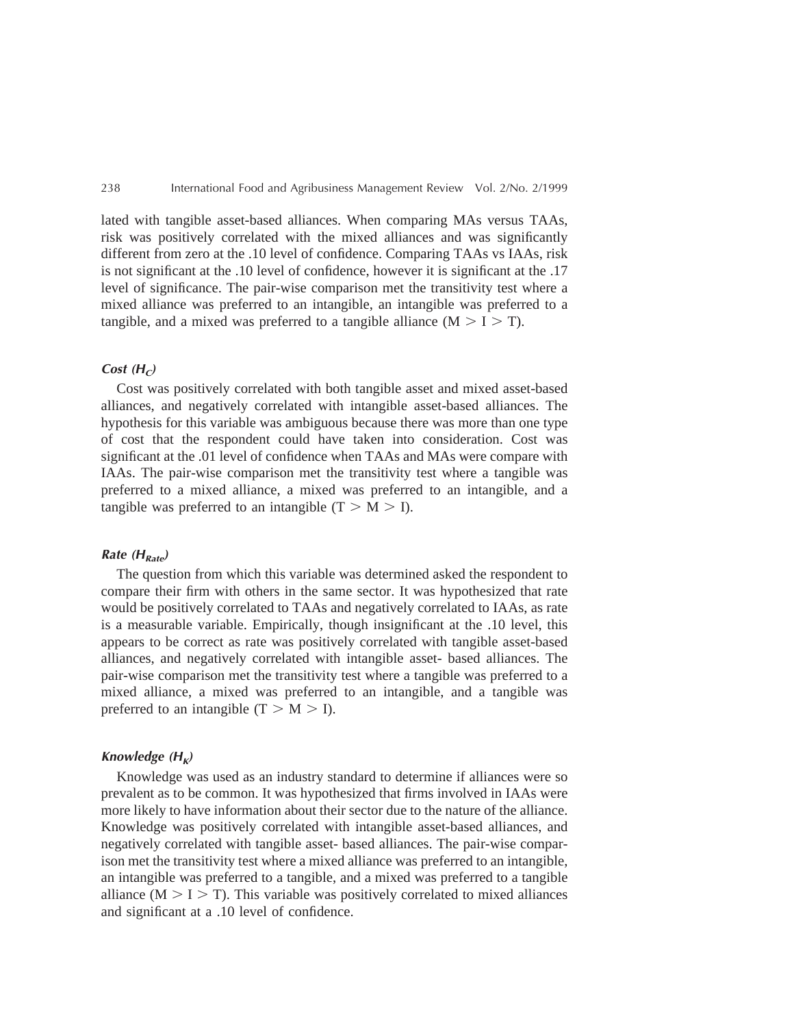lated with tangible asset-based alliances. When comparing MAs versus TAAs, risk was positively correlated with the mixed alliances and was significantly different from zero at the .10 level of confidence. Comparing TAAs vs IAAs, risk is not significant at the .10 level of confidence, however it is significant at the .17 level of significance. The pair-wise comparison met the transitivity test where a mixed alliance was preferred to an intangible, an intangible was preferred to a tangible, and a mixed was preferred to a tangible alliance (M > I > T).

### *Cost ($H_C$)*

Cost was positively correlated with both tangible asset and mixed asset-based alliances, and negatively correlated with intangible asset-based alliances. The hypothesis for this variable was ambiguous because there was more than one type of cost that the respondent could have taken into consideration. Cost was significant at the .01 level of confidence when TAAs and MAs were compare with IAAs. The pair-wise comparison met the transitivity test where a tangible was preferred to a mixed alliance, a mixed was preferred to an intangible, and a tangible was preferred to an intangible (T > M > I).

### *Rate ($H_{Rate}$)*

The question from which this variable was determined asked the respondent to compare their firm with others in the same sector. It was hypothesized that rate would be positively correlated to TAAs and negatively correlated to IAAs, as rate is a measurable variable. Empirically, though insignificant at the .10 level, this appears to be correct as rate was positively correlated with tangible asset-based alliances, and negatively correlated with intangible asset- based alliances. The pair-wise comparison met the transitivity test where a tangible was preferred to a mixed alliance, a mixed was preferred to an intangible, and a tangible was preferred to an intangible (T > M > I).

### *Knowledge ($H_K$)*

Knowledge was used as an industry standard to determine if alliances were so prevalent as to be common. It was hypothesized that firms involved in IAAs were more likely to have information about their sector due to the nature of the alliance. Knowledge was positively correlated with intangible asset-based alliances, and negatively correlated with tangible asset- based alliances. The pair-wise comparison met the transitivity test where a mixed alliance was preferred to an intangible, an intangible was preferred to a tangible, and a mixed was preferred to a tangible alliance (M > I > T). This variable was positively correlated to mixed alliances and significant at a .10 level of confidence.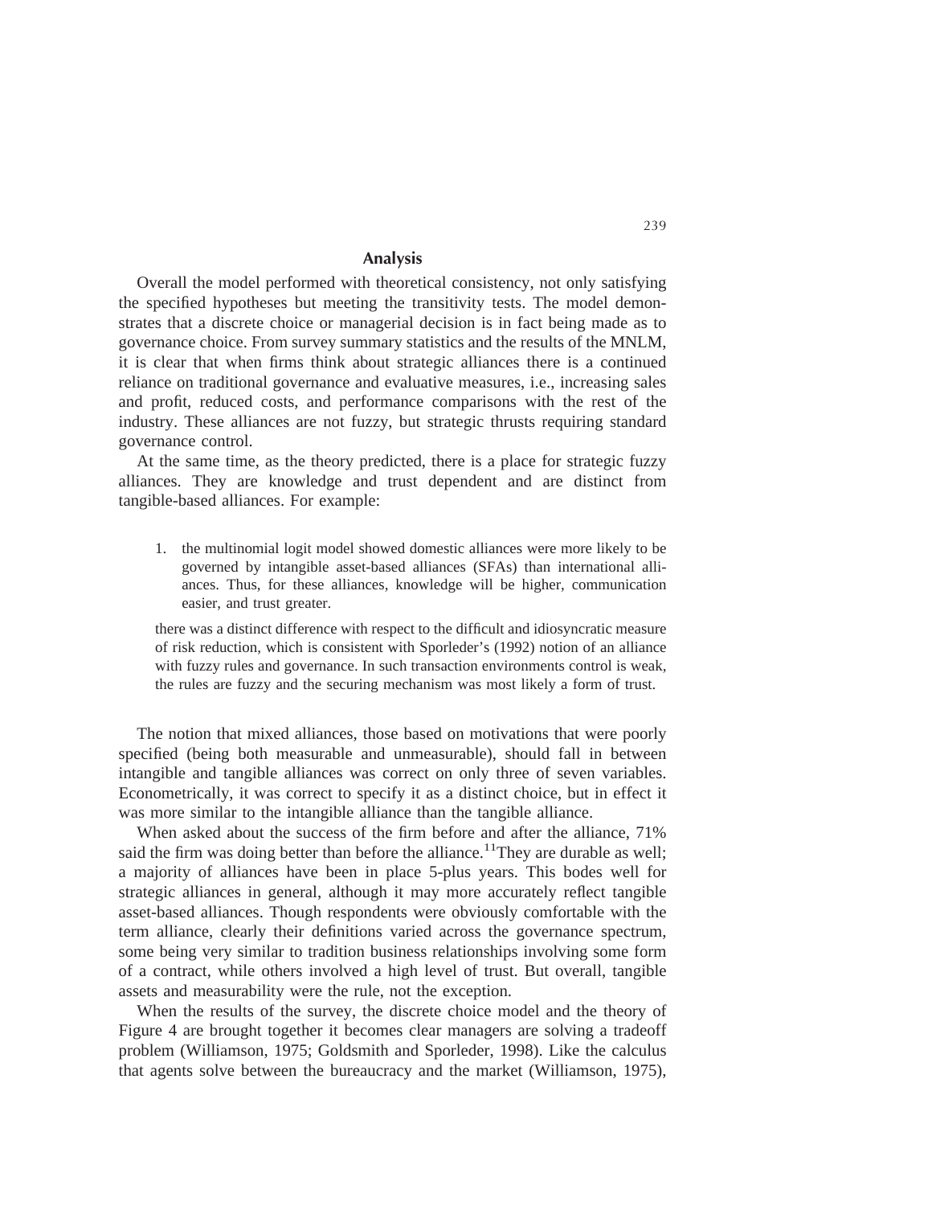## Analysis

Overall the model performed with theoretical consistency, not only satisfying the specified hypotheses but meeting the transitivity tests. The model demonstrates that a discrete choice or managerial decision is in fact being made as to governance choice. From survey summary statistics and the results of the MNLM, it is clear that when firms think about strategic alliances there is a continued reliance on traditional governance and evaluative measures, i.e., increasing sales and profit, reduced costs, and performance comparisons with the rest of the industry. These alliances are not fuzzy, but strategic thrusts requiring standard governance control.

At the same time, as the theory predicted, there is a place for strategic fuzzy alliances. They are knowledge and trust dependent and are distinct from tangible-based alliances. For example:

1. the multinomial logit model showed domestic alliances were more likely to be governed by intangible asset-based alliances (SFAs) than international alliances. Thus, for these alliances, knowledge will be higher, communication easier, and trust greater.

   there was a distinct difference with respect to the difficult and idiosyncratic measure of risk reduction, which is consistent with Sporleder's (1992) notion of an alliance with fuzzy rules and governance. In such transaction environments control is weak, the rules are fuzzy and the securing mechanism was most likely a form of trust.

The notion that mixed alliances, those based on motivations that were poorly specified (being both measurable and unmeasurable), should fall in between intangible and tangible alliances was correct on only three of seven variables. Econometrically, it was correct to specify it as a distinct choice, but in effect it was more similar to the intangible alliance than the tangible alliance.

When asked about the success of the firm before and after the alliance, 71% said the firm was doing better than before the alliance.[11] They are durable as well; a majority of alliances have been in place 5-plus years. This bodes well for strategic alliances in general, although it may more accurately reflect tangible asset-based alliances. Though respondents were obviously comfortable with the term alliance, clearly their definitions varied across the governance spectrum, some being very similar to tradition business relationships involving some form of a contract, while others involved a high level of trust. But overall, tangible assets and measurability were the rule, not the exception.

When the results of the survey, the discrete choice model and the theory of Figure 4 are brought together it becomes clear managers are solving a tradeoff problem (Williamson, 1975; Goldsmith and Sporleder, 1998). Like the calculus that agents solve between the bureaucracy and the market (Williamson, 1975),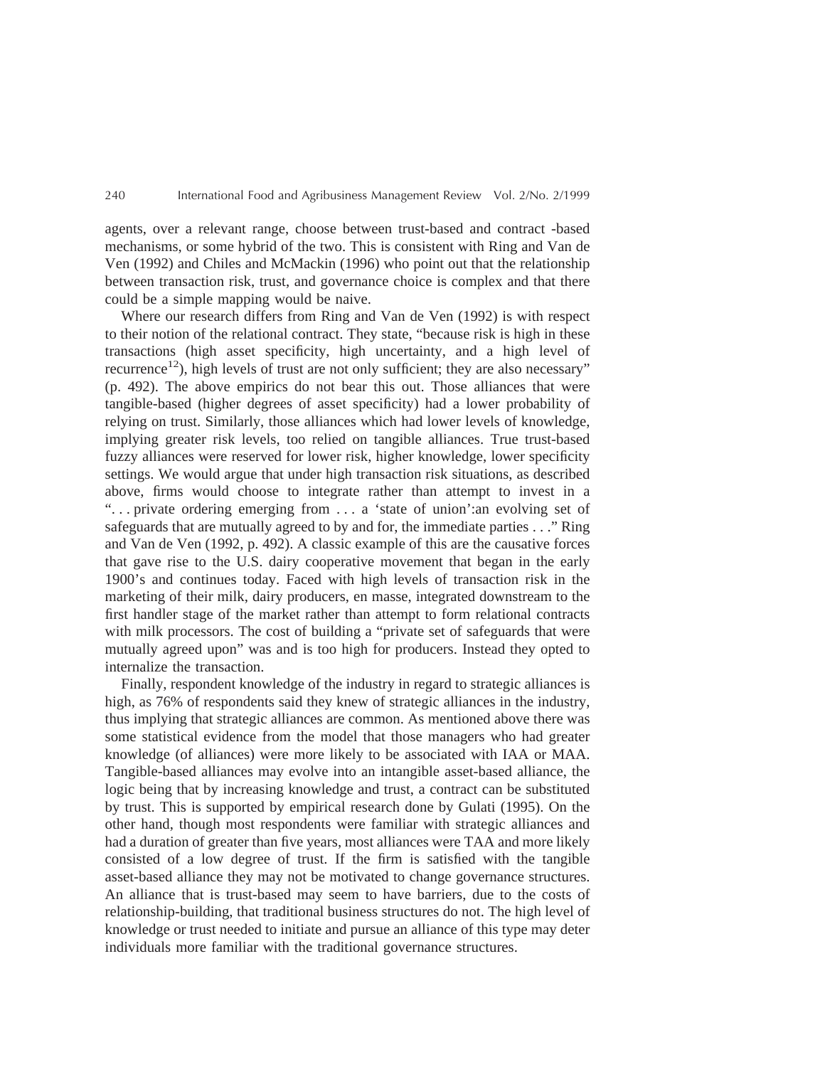agents, over a relevant range, choose between trust-based and contract -based mechanisms, or some hybrid of the two. This is consistent with Ring and Van de Ven (1992) and Chiles and McMackin (1996) who point out that the relationship between transaction risk, trust, and governance choice is complex and that there could be a simple mapping would be naive.

Where our research differs from Ring and Van de Ven (1992) is with respect to their notion of the relational contract. They state, "because risk is high in these transactions (high asset specificity, high uncertainty, and a high level of recurrence[12]), high levels of trust are not only sufficient; they are also necessary" (p. 492). The above empirics do not bear this out. Those alliances that were tangible-based (higher degrees of asset specificity) had a lower probability of relying on trust. Similarly, those alliances which had lower levels of knowledge, implying greater risk levels, too relied on tangible alliances. True trust-based fuzzy alliances were reserved for lower risk, higher knowledge, lower specificity settings. We would argue that under high transaction risk situations, as described above, firms would choose to integrate rather than attempt to invest in a ". . . private ordering emerging from . . . a 'state of union':an evolving set of safeguards that are mutually agreed to by and for, the immediate parties . . ." Ring and Van de Ven (1992, p. 492). A classic example of this are the causative forces that gave rise to the U.S. dairy cooperative movement that began in the early 1900's and continues today. Faced with high levels of transaction risk in the marketing of their milk, dairy producers, en masse, integrated downstream to the first handler stage of the market rather than attempt to form relational contracts with milk processors. The cost of building a "private set of safeguards that were mutually agreed upon" was and is too high for producers. Instead they opted to internalize the transaction.

Finally, respondent knowledge of the industry in regard to strategic alliances is high, as 76% of respondents said they knew of strategic alliances in the industry, thus implying that strategic alliances are common. As mentioned above there was some statistical evidence from the model that those managers who had greater knowledge (of alliances) were more likely to be associated with IAA or MAA. Tangible-based alliances may evolve into an intangible asset-based alliance, the logic being that by increasing knowledge and trust, a contract can be substituted by trust. This is supported by empirical research done by Gulati (1995). On the other hand, though most respondents were familiar with strategic alliances and had a duration of greater than five years, most alliances were TAA and more likely consisted of a low degree of trust. If the firm is satisfied with the tangible asset-based alliance they may not be motivated to change governance structures. An alliance that is trust-based may seem to have barriers, due to the costs of relationship-building, that traditional business structures do not. The high level of knowledge or trust needed to initiate and pursue an alliance of this type may deter individuals more familiar with the traditional governance structures.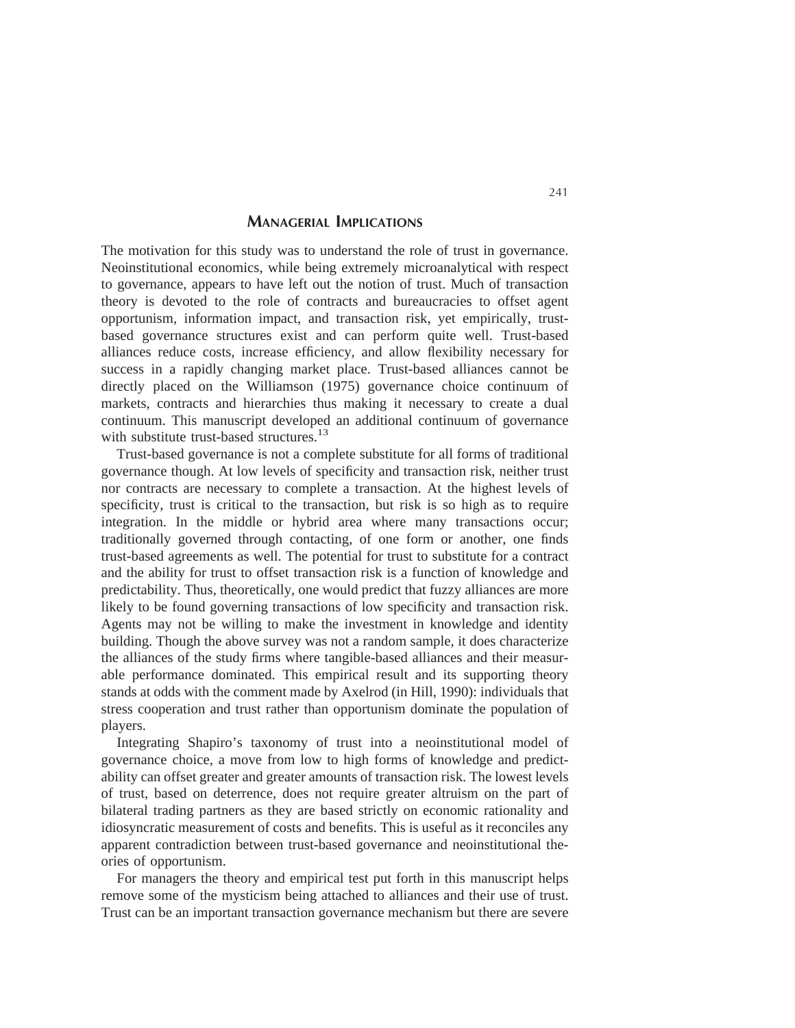## MANAGERIAL IMPLICATIONS

The motivation for this study was to understand the role of trust in governance. Neoinstitutional economics, while being extremely microanalytical with respect to governance, appears to have left out the notion of trust. Much of transaction theory is devoted to the role of contracts and bureaucracies to offset agent opportunism, information impact, and transaction risk, yet empirically, trust-based governance structures exist and can perform quite well. Trust-based alliances reduce costs, increase efficiency, and allow flexibility necessary for success in a rapidly changing market place. Trust-based alliances cannot be directly placed on the Williamson (1975) governance choice continuum of markets, contracts and hierarchies thus making it necessary to create a dual continuum. This manuscript developed an additional continuum of governance with substitute trust-based structures.[13]

Trust-based governance is not a complete substitute for all forms of traditional governance though. At low levels of specificity and transaction risk, neither trust nor contracts are necessary to complete a transaction. At the highest levels of specificity, trust is critical to the transaction, but risk is so high as to require integration. In the middle or hybrid area where many transactions occur; traditionally governed through contacting, of one form or another, one finds trust-based agreements as well. The potential for trust to substitute for a contract and the ability for trust to offset transaction risk is a function of knowledge and predictability. Thus, theoretically, one would predict that fuzzy alliances are more likely to be found governing transactions of low specificity and transaction risk. Agents may not be willing to make the investment in knowledge and identity building. Though the above survey was not a random sample, it does characterize the alliances of the study firms where tangible-based alliances and their measurable performance dominated. This empirical result and its supporting theory stands at odds with the comment made by Axelrod (in Hill, 1990): individuals that stress cooperation and trust rather than opportunism dominate the population of players.

Integrating Shapiro's taxonomy of trust into a neoinstitutional model of governance choice, a move from low to high forms of knowledge and predictability can offset greater and greater amounts of transaction risk. The lowest levels of trust, based on deterrence, does not require greater altruism on the part of bilateral trading partners as they are based strictly on economic rationality and idiosyncratic measurement of costs and benefits. This is useful as it reconciles any apparent contradiction between trust-based governance and neoinstitutional theories of opportunism.

For managers the theory and empirical test put forth in this manuscript helps remove some of the mysticism being attached to alliances and their use of trust. Trust can be an important transaction governance mechanism but there are severe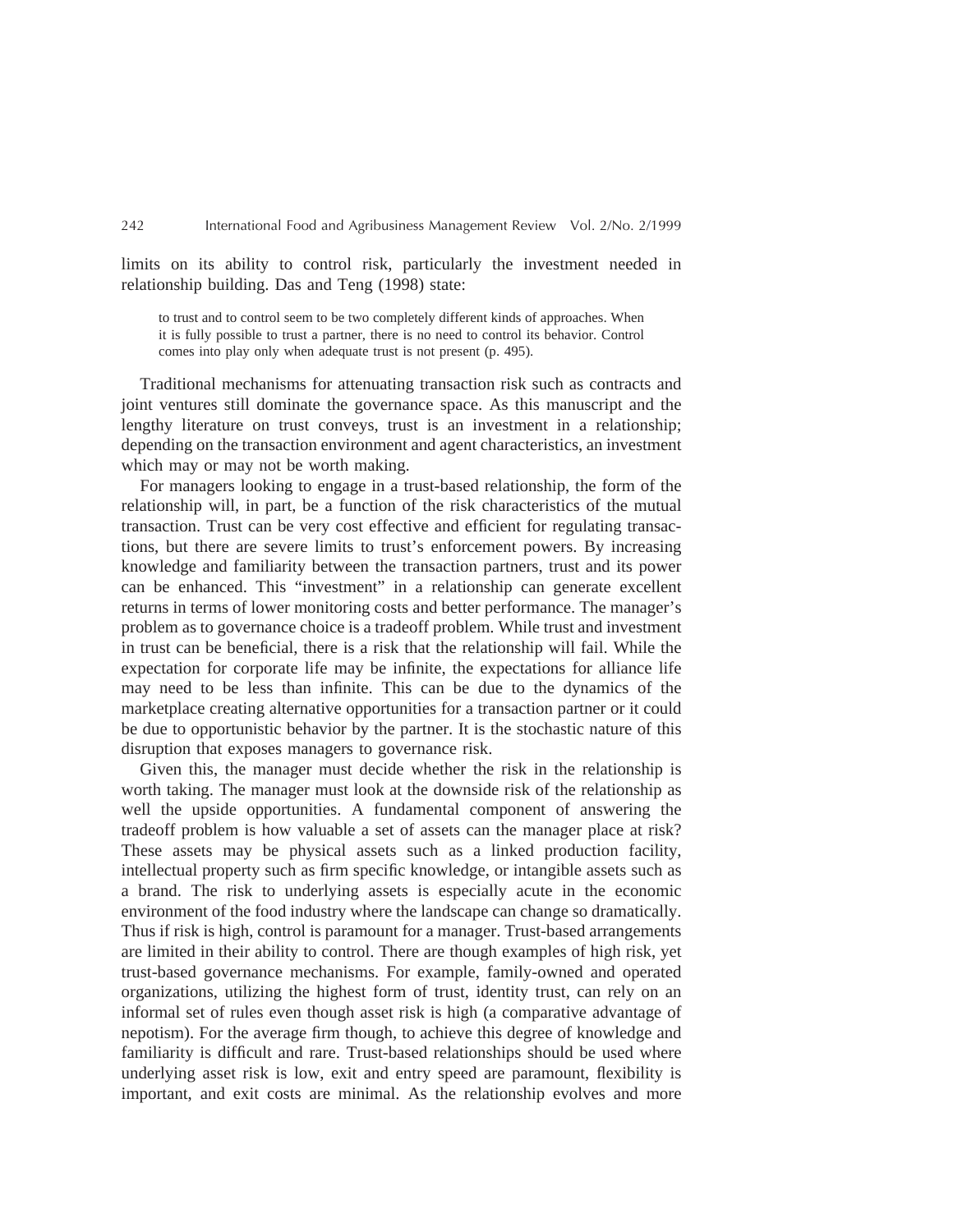limits on its ability to control risk, particularly the investment needed in relationship building. Das and Teng (1998) state:

> to trust and to control seem to be two completely different kinds of approaches. When it is fully possible to trust a partner, there is no need to control its behavior. Control comes into play only when adequate trust is not present (p. 495).

Traditional mechanisms for attenuating transaction risk such as contracts and joint ventures still dominate the governance space. As this manuscript and the lengthy literature on trust conveys, trust is an investment in a relationship; depending on the transaction environment and agent characteristics, an investment which may or may not be worth making.

For managers looking to engage in a trust-based relationship, the form of the relationship will, in part, be a function of the risk characteristics of the mutual transaction. Trust can be very cost effective and efficient for regulating transactions, but there are severe limits to trust's enforcement powers. By increasing knowledge and familiarity between the transaction partners, trust and its power can be enhanced. This "investment" in a relationship can generate excellent returns in terms of lower monitoring costs and better performance. The manager's problem as to governance choice is a tradeoff problem. While trust and investment in trust can be beneficial, there is a risk that the relationship will fail. While the expectation for corporate life may be infinite, the expectations for alliance life may need to be less than infinite. This can be due to the dynamics of the marketplace creating alternative opportunities for a transaction partner or it could be due to opportunistic behavior by the partner. It is the stochastic nature of this disruption that exposes managers to governance risk.

Given this, the manager must decide whether the risk in the relationship is worth taking. The manager must look at the downside risk of the relationship as well the upside opportunities. A fundamental component of answering the tradeoff problem is how valuable a set of assets can the manager place at risk? These assets may be physical assets such as a linked production facility, intellectual property such as firm specific knowledge, or intangible assets such as a brand. The risk to underlying assets is especially acute in the economic environment of the food industry where the landscape can change so dramatically. Thus if risk is high, control is paramount for a manager. Trust-based arrangements are limited in their ability to control. There are though examples of high risk, yet trust-based governance mechanisms. For example, family-owned and operated organizations, utilizing the highest form of trust, identity trust, can rely on an informal set of rules even though asset risk is high (a comparative advantage of nepotism). For the average firm though, to achieve this degree of knowledge and familiarity is difficult and rare. Trust-based relationships should be used where underlying asset risk is low, exit and entry speed are paramount, flexibility is important, and exit costs are minimal. As the relationship evolves and more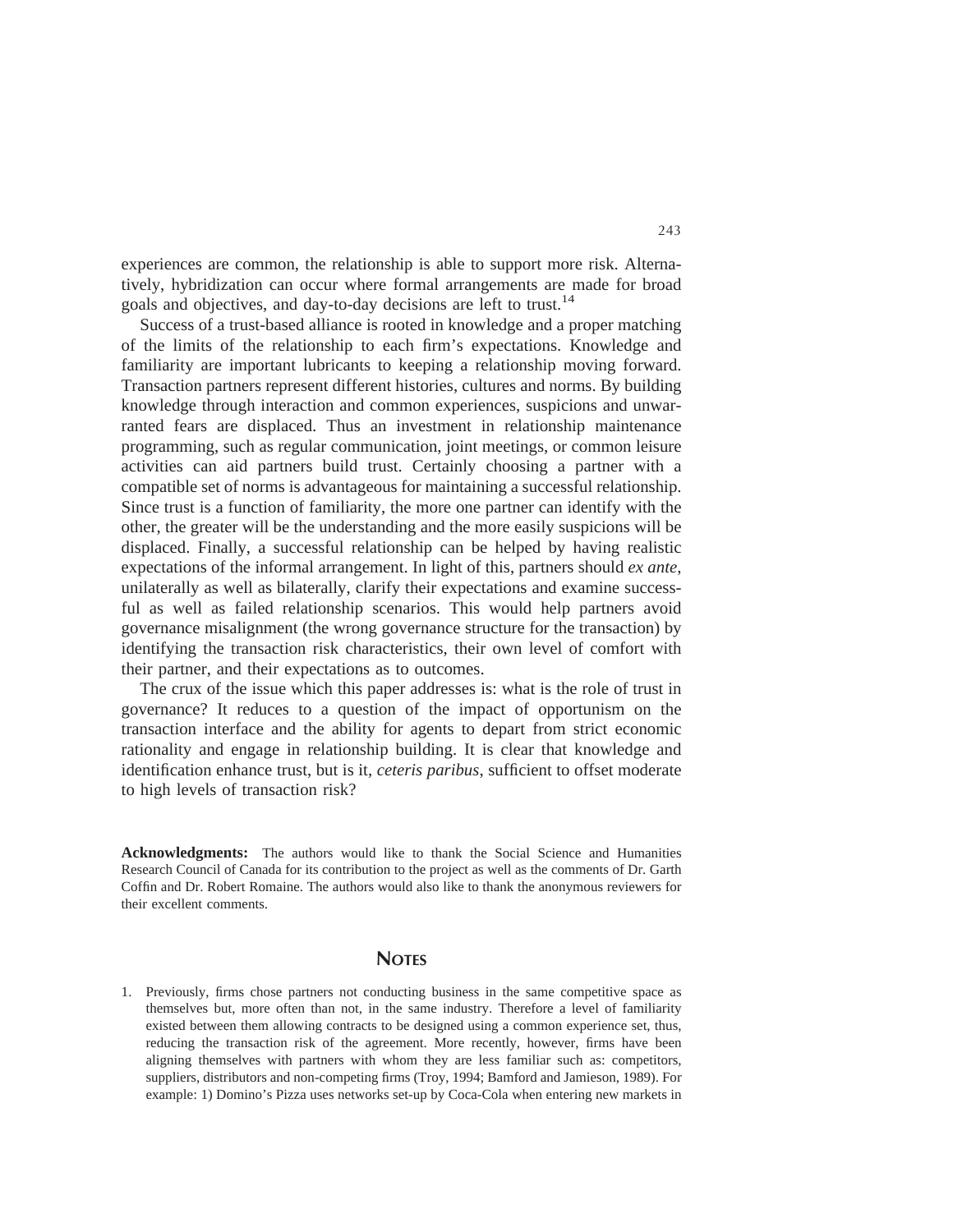experiences are common, the relationship is able to support more risk. Alternatively, hybridization can occur where formal arrangements are made for broad goals and objectives, and day-to-day decisions are left to trust.[14]

Success of a trust-based alliance is rooted in knowledge and a proper matching of the limits of the relationship to each firm's expectations. Knowledge and familiarity are important lubricants to keeping a relationship moving forward. Transaction partners represent different histories, cultures and norms. By building knowledge through interaction and common experiences, suspicions and unwarranted fears are displaced. Thus an investment in relationship maintenance programming, such as regular communication, joint meetings, or common leisure activities can aid partners build trust. Certainly choosing a partner with a compatible set of norms is advantageous for maintaining a successful relationship. Since trust is a function of familiarity, the more one partner can identify with the other, the greater will be the understanding and the more easily suspicions will be displaced. Finally, a successful relationship can be helped by having realistic expectations of the informal arrangement. In light of this, partners should *ex ante*, unilaterally as well as bilaterally, clarify their expectations and examine successful as well as failed relationship scenarios. This would help partners avoid governance misalignment (the wrong governance structure for the transaction) by identifying the transaction risk characteristics, their own level of comfort with their partner, and their expectations as to outcomes.

The crux of the issue which this paper addresses is: what is the role of trust in governance? It reduces to a question of the impact of opportunism on the transaction interface and the ability for agents to depart from strict economic rationality and engage in relationship building. It is clear that knowledge and identification enhance trust, but is it, *ceteris paribus*, sufficient to offset moderate to high levels of transaction risk?

**Acknowledgments:** The authors would like to thank the Social Science and Humanities Research Council of Canada for its contribution to the project as well as the comments of Dr. Garth Coffin and Dr. Robert Romaine. The authors would also like to thank the anonymous reviewers for their excellent comments.

## NOTES

1. Previously, firms chose partners not conducting business in the same competitive space as themselves but, more often than not, in the same industry. Therefore a level of familiarity existed between them allowing contracts to be designed using a common experience set, thus, reducing the transaction risk of the agreement. More recently, however, firms have been aligning themselves with partners with whom they are less familiar such as: competitors, suppliers, distributors and non-competing firms (Troy, 1994; Bamford and Jamieson, 1989). For example: 1) Domino's Pizza uses networks set-up by Coca-Cola when entering new markets in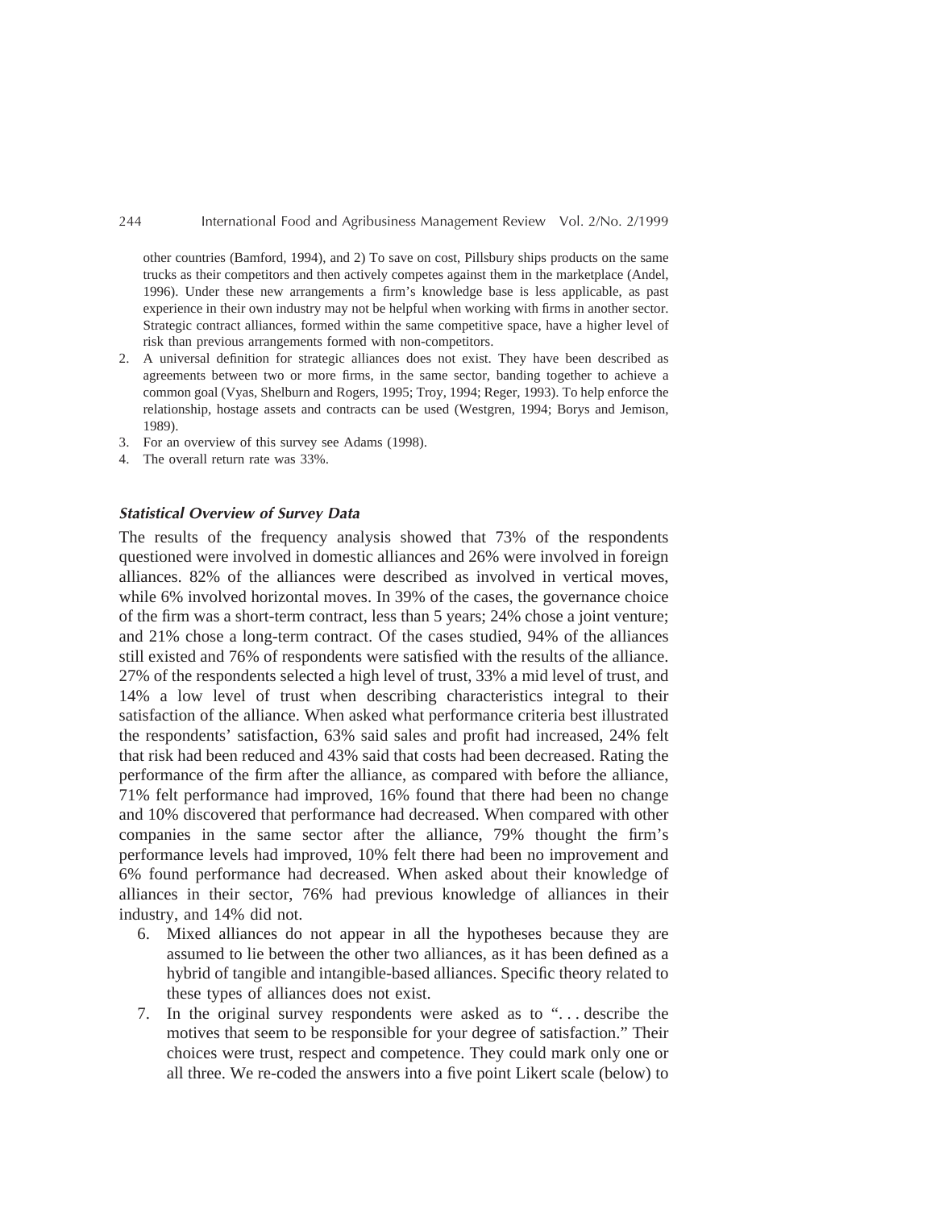other countries (Bamford, 1994), and 2) To save on cost, Pillsbury ships products on the same trucks as their competitors and then actively competes against them in the marketplace (Andel, 1996). Under these new arrangements a firm's knowledge base is less applicable, as past experience in their own industry may not be helpful when working with firms in another sector. Strategic contract alliances, formed within the same competitive space, have a higher level of risk than previous arrangements formed with non-competitors.

2. A universal definition for strategic alliances does not exist. They have been described as agreements between two or more firms, in the same sector, banding together to achieve a common goal (Vyas, Shelburn and Rogers, 1995; Troy, 1994; Reger, 1993). To help enforce the relationship, hostage assets and contracts can be used (Westgren, 1994; Borys and Jemison, 1989).
3. For an overview of this survey see Adams (1998).
4. The overall return rate was 33%.

### *Statistical Overview of Survey Data*

The results of the frequency analysis showed that 73% of the respondents questioned were involved in domestic alliances and 26% were involved in foreign alliances. 82% of the alliances were described as involved in vertical moves, while 6% involved horizontal moves. In 39% of the cases, the governance choice of the firm was a short-term contract, less than 5 years; 24% chose a joint venture; and 21% chose a long-term contract. Of the cases studied, 94% of the alliances still existed and 76% of respondents were satisfied with the results of the alliance. 27% of the respondents selected a high level of trust, 33% a mid level of trust, and 14% a low level of trust when describing characteristics integral to their satisfaction of the alliance. When asked what performance criteria best illustrated the respondents' satisfaction, 63% said sales and profit had increased, 24% felt that risk had been reduced and 43% said that costs had been decreased. Rating the performance of the firm after the alliance, as compared with before the alliance, 71% felt performance had improved, 16% found that there had been no change and 10% discovered that performance had decreased. When compared with other companies in the same sector after the alliance, 79% thought the firm's performance levels had improved, 10% felt there had been no improvement and 6% found performance had decreased. When asked about their knowledge of alliances in their sector, 76% had previous knowledge of alliances in their industry, and 14% did not.

6. Mixed alliances do not appear in all the hypotheses because they are assumed to lie between the other two alliances, as it has been defined as a hybrid of tangible and intangible-based alliances. Specific theory related to these types of alliances does not exist.
7. In the original survey respondents were asked as to "... describe the motives that seem to be responsible for your degree of satisfaction." Their choices were trust, respect and competence. They could mark only one or all three. We re-coded the answers into a five point Likert scale (below) to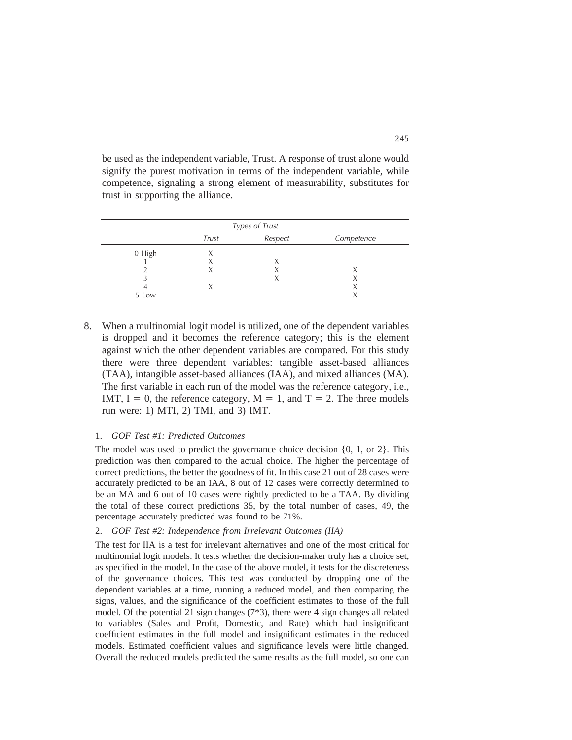be used as the independent variable, Trust. A response of trust alone would signify the purest motivation in terms of the independent variable, while competence, signaling a strong element of measurability, substitutes for trust in supporting the alliance.

| | *Types of Trust* | | |
|---|---|---|---|
| | *Trust* | *Respect* | *Competence* |
| 0-High | X | | |
| 1 | X | X | |
| 2 | X | X | X |
| 3 | | X | X |
| 4 | X | | X |
| 5-Low | | | X |

8. When a multinomial logit model is utilized, one of the dependent variables is dropped and it becomes the reference category; this is the element against which the other dependent variables are compared. For this study there were three dependent variables: tangible asset-based alliances (TAA), intangible asset-based alliances (IAA), and mixed alliances (MA). The first variable in each run of the model was the reference category, i.e., IMT, I = 0, the reference category, M = 1, and T = 2. The three models run were: 1) MTI, 2) TMI, and 3) IMT.

1. *GOF Test #1: Predicted Outcomes*

The model was used to predict the governance choice decision {0, 1, or 2}. This prediction was then compared to the actual choice. The higher the percentage of correct predictions, the better the goodness of fit. In this case 21 out of 28 cases were accurately predicted to be an IAA, 8 out of 12 cases were correctly determined to be an MA and 6 out of 10 cases were rightly predicted to be a TAA. By dividing the total of these correct predictions 35, by the total number of cases, 49, the percentage accurately predicted was found to be 71%.

2. *GOF Test #2: Independence from Irrelevant Outcomes (IIA)*

The test for IIA is a test for irrelevant alternatives and one of the most critical for multinomial logit models. It tests whether the decision-maker truly has a choice set, as specified in the model. In the case of the above model, it tests for the discreteness of the governance choices. This test was conducted by dropping one of the dependent variables at a time, running a reduced model, and then comparing the signs, values, and the significance of the coefficient estimates to those of the full model. Of the potential 21 sign changes (7*3), there were 4 sign changes all related to variables (Sales and Profit, Domestic, and Rate) which had insignificant coefficient estimates in the full model and insignificant estimates in the reduced models. Estimated coefficient values and significance levels were little changed. Overall the reduced models predicted the same results as the full model, so one can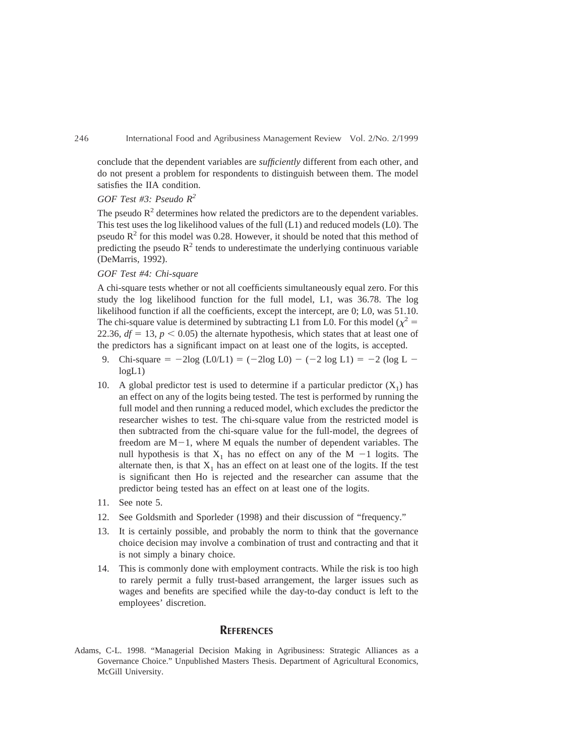conclude that the dependent variables are *sufficiently* different from each other, and do not present a problem for respondents to distinguish between them. The model satisfies the IIA condition.

*GOF Test #3: Pseudo $R^2$*

The pseudo $R^2$ determines how related the predictors are to the dependent variables. This test uses the log likelihood values of the full (L1) and reduced models (L0). The pseudo $R^2$ for this model was 0.28. However, it should be noted that this method of predicting the pseudo $R^2$ tends to underestimate the underlying continuous variable (DeMarris, 1992).

*GOF Test #4: Chi-square*

A chi-square tests whether or not all coefficients simultaneously equal zero. For this study the log likelihood function for the full model, L1, was 36.78. The log likelihood function if all the coefficients, except the intercept, are 0; L0, was 51.10. The chi-square value is determined by subtracting L1 from L0. For this model ($\chi^2 = 22.36$, $df = 13$, $p < 0.05$) the alternate hypothesis, which states that at least one of the predictors has a significant impact on at least one of the logits, is accepted.

9. Chi-square $= -2\log(L0/L1) = (-2\log L0) - (-2 \log L1) = -2 (\log L - \log L1)$
10. A global predictor test is used to determine if a particular predictor ($X_1$) has an effect on any of the logits being tested. The test is performed by running the full model and then running a reduced model, which excludes the predictor the researcher wishes to test. The chi-square value from the restricted model is then subtracted from the chi-square value for the full-model, the degrees of freedom are $M-1$, where M equals the number of dependent variables. The null hypothesis is that $X_1$ has no effect on any of the $M-1$ logits. The alternate then, is that $X_1$ has an effect on at least one of the logits. If the test is significant then Ho is rejected and the researcher can assume that the predictor being tested has an effect on at least one of the logits.
11. See note 5.
12. See Goldsmith and Sporleder (1998) and their discussion of "frequency."
13. It is certainly possible, and probably the norm to think that the governance choice decision may involve a combination of trust and contracting and that it is not simply a binary choice.
14. This is commonly done with employment contracts. While the risk is too high to rarely permit a fully trust-based arrangement, the larger issues such as wages and benefits are specified while the day-to-day conduct is left to the employees' discretion.

## References

Adams, C-L. 1998. "Managerial Decision Making in Agribusiness: Strategic Alliances as a Governance Choice." Unpublished Masters Thesis. Department of Agricultural Economics, McGill University.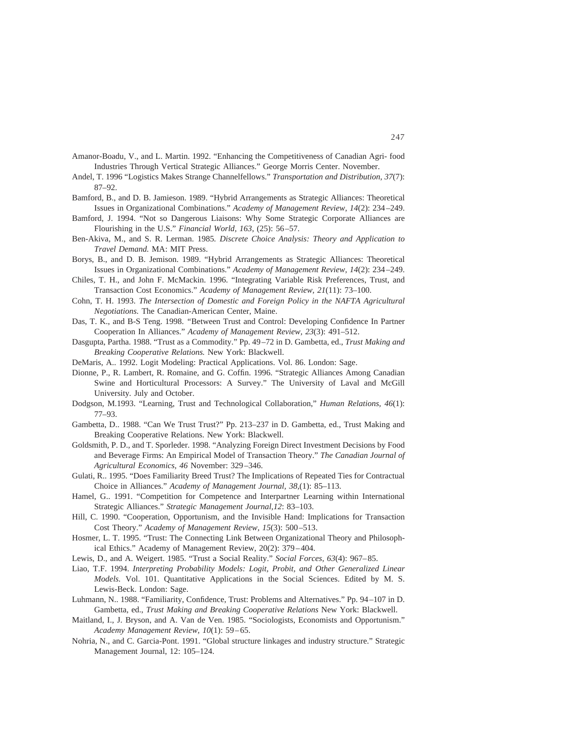Amanor-Boadu, V., and L. Martin. 1992. "Enhancing the Competitiveness of Canadian Agri- food Industries Through Vertical Strategic Alliances." George Morris Center. November.

Andel, T. 1996 "Logistics Makes Strange Channelfellows." *Transportation and Distribution, 37*(7): 87–92.

Bamford, B., and D. B. Jamieson. 1989. "Hybrid Arrangements as Strategic Alliances: Theoretical Issues in Organizational Combinations." *Academy of Management Review, 14*(2): 234–249.

Bamford, J. 1994. "Not so Dangerous Liaisons: Why Some Strategic Corporate Alliances are Flourishing in the U.S." *Financial World, 163,* (25): 56–57.

Ben-Akiva, M., and S. R. Lerman. 1985. *Discrete Choice Analysis: Theory and Application to Travel Demand.* MA: MIT Press.

Borys, B., and D. B. Jemison. 1989. "Hybrid Arrangements as Strategic Alliances: Theoretical Issues in Organizational Combinations." *Academy of Management Review, 14*(2): 234–249.

Chiles, T. H., and John F. McMackin. 1996. "Integrating Variable Risk Preferences, Trust, and Transaction Cost Economics." *Academy of Management Review, 21*(11): 73–100.

Cohn, T. H. 1993. *The Intersection of Domestic and Foreign Policy in the NAFTA Agricultural Negotiations.* The Canadian-American Center, Maine.

Das, T. K., and B-S Teng. 1998. "Between Trust and Control: Developing Confidence In Partner Cooperation In Alliances." *Academy of Management Review, 23*(3): 491–512.

Dasgupta, Partha. 1988. "Trust as a Commodity." Pp. 49–72 in D. Gambetta, ed., *Trust Making and Breaking Cooperative Relations.* New York: Blackwell.

DeMaris, A.. 1992. Logit Modeling: Practical Applications. Vol. 86. London: Sage.

Dionne, P., R. Lambert, R. Romaine, and G. Coffin. 1996. "Strategic Alliances Among Canadian Swine and Horticultural Processors: A Survey." The University of Laval and McGill University. July and October.

Dodgson, M.1993. "Learning, Trust and Technological Collaboration," *Human Relations, 46*(1): 77–93.

Gambetta, D.. 1988. "Can We Trust Trust?" Pp. 213–237 in D. Gambetta, ed., Trust Making and Breaking Cooperative Relations. New York: Blackwell.

Goldsmith, P. D., and T. Sporleder. 1998. "Analyzing Foreign Direct Investment Decisions by Food and Beverage Firms: An Empirical Model of Transaction Theory." *The Canadian Journal of Agricultural Economics, 46* November: 329–346.

Gulati, R.. 1995. "Does Familiarity Breed Trust? The Implications of Repeated Ties for Contractual Choice in Alliances." *Academy of Management Journal, 38,*(1): 85–113.

Hamel, G.. 1991. "Competition for Competence and Interpartner Learning within International Strategic Alliances." *Strategic Management Journal,12*: 83–103.

Hill, C. 1990. "Cooperation, Opportunism, and the Invisible Hand: Implications for Transaction Cost Theory." *Academy of Management Review, 15*(3): 500–513.

Hosmer, L. T. 1995. "Trust: The Connecting Link Between Organizational Theory and Philosophical Ethics." Academy of Management Review, 20(2): 379–404.

Lewis, D., and A. Weigert. 1985. "Trust a Social Reality." *Social Forces, 63*(4): 967–85.

Liao, T.F. 1994. *Interpreting Probability Models: Logit, Probit, and Other Generalized Linear Models.* Vol. 101. Quantitative Applications in the Social Sciences. Edited by M. S. Lewis-Beck. London: Sage.

Luhmann, N.. 1988. "Familiarity, Confidence, Trust: Problems and Alternatives." Pp. 94–107 in D. Gambetta, ed., *Trust Making and Breaking Cooperative Relations* New York: Blackwell.

Maitland, I., J. Bryson, and A. Van de Ven. 1985. "Sociologists, Economists and Opportunism." *Academy Management Review, 10*(1): 59–65.

Nohria, N., and C. Garcia-Pont. 1991. "Global structure linkages and industry structure." Strategic Management Journal, 12: 105–124.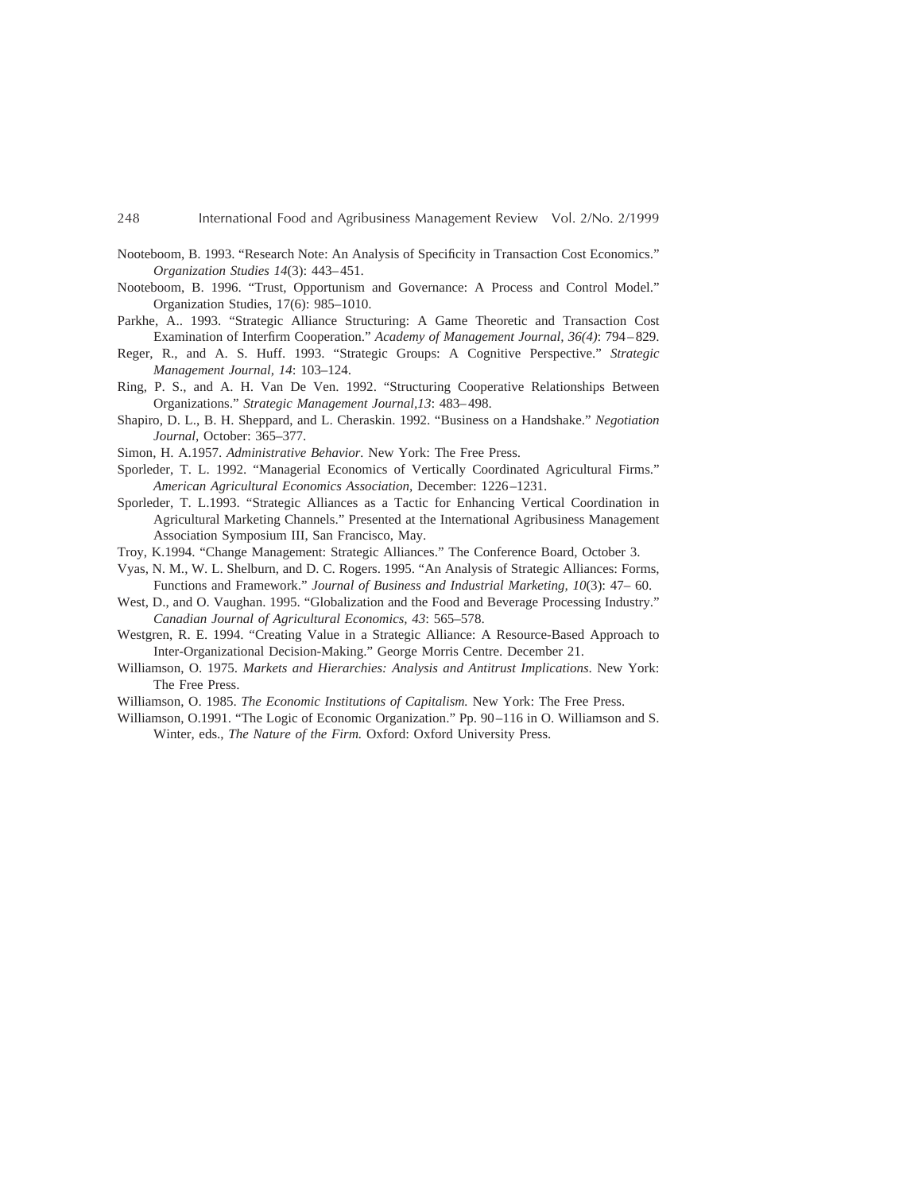Nooteboom, B. 1993. "Research Note: An Analysis of Specificity in Transaction Cost Economics." *Organization Studies 14*(3): 443–451.

Nooteboom, B. 1996. "Trust, Opportunism and Governance: A Process and Control Model." Organization Studies, 17(6): 985–1010.

Parkhe, A.. 1993. "Strategic Alliance Structuring: A Game Theoretic and Transaction Cost Examination of Interfirm Cooperation." *Academy of Management Journal, 36(4)*: 794–829.

Reger, R., and A. S. Huff. 1993. "Strategic Groups: A Cognitive Perspective." *Strategic Management Journal, 14*: 103–124.

Ring, P. S., and A. H. Van De Ven. 1992. "Structuring Cooperative Relationships Between Organizations." *Strategic Management Journal,13*: 483–498.

Shapiro, D. L., B. H. Sheppard, and L. Cheraskin. 1992. "Business on a Handshake." *Negotiation Journal*, October: 365–377.

Simon, H. A.1957. *Administrative Behavior*. New York: The Free Press.

Sporleder, T. L. 1992. "Managerial Economics of Vertically Coordinated Agricultural Firms." *American Agricultural Economics Association*, December: 1226–1231.

Sporleder, T. L.1993. "Strategic Alliances as a Tactic for Enhancing Vertical Coordination in Agricultural Marketing Channels." Presented at the International Agribusiness Management Association Symposium III, San Francisco, May.

Troy, K.1994. "Change Management: Strategic Alliances." The Conference Board, October 3.

Vyas, N. M., W. L. Shelburn, and D. C. Rogers. 1995. "An Analysis of Strategic Alliances: Forms, Functions and Framework." *Journal of Business and Industrial Marketing, 10*(3): 47–60.

West, D., and O. Vaughan. 1995. "Globalization and the Food and Beverage Processing Industry." *Canadian Journal of Agricultural Economics, 43*: 565–578.

Westgren, R. E. 1994. "Creating Value in a Strategic Alliance: A Resource-Based Approach to Inter-Organizational Decision-Making." George Morris Centre. December 21.

Williamson, O. 1975. *Markets and Hierarchies: Analysis and Antitrust Implications.* New York: The Free Press.

Williamson, O. 1985. *The Economic Institutions of Capitalism.* New York: The Free Press.

Williamson, O.1991. "The Logic of Economic Organization." Pp. 90–116 in O. Williamson and S. Winter, eds., *The Nature of the Firm.* Oxford: Oxford University Press.